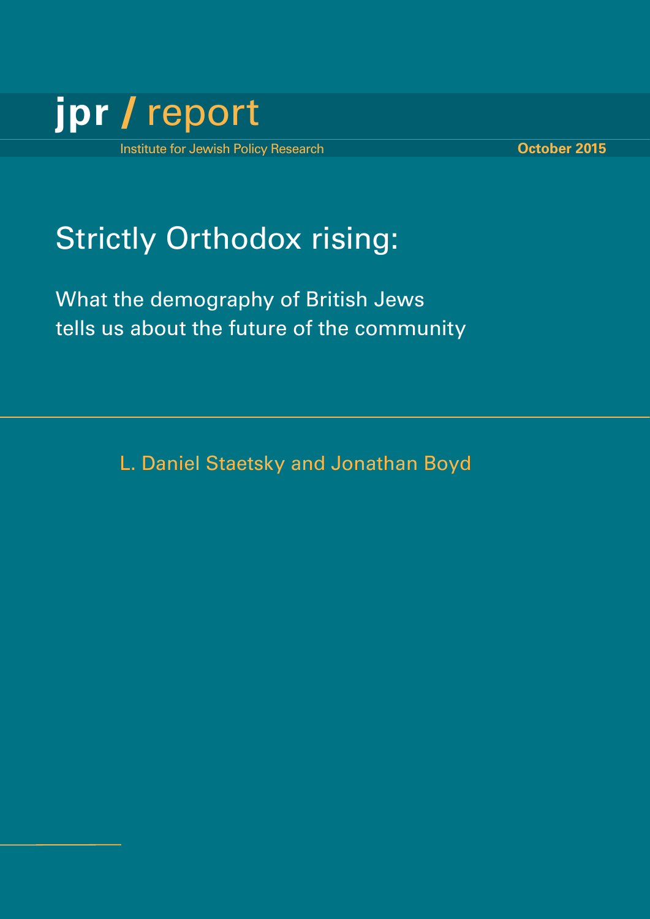jpr / report

Institute for Jewish Policy Research

**October 2015**

# Strictly Orthodox rising:

## What the demography of British Jews tells us about the future of the community

L. Daniel Staetsky and Jonathan Boyd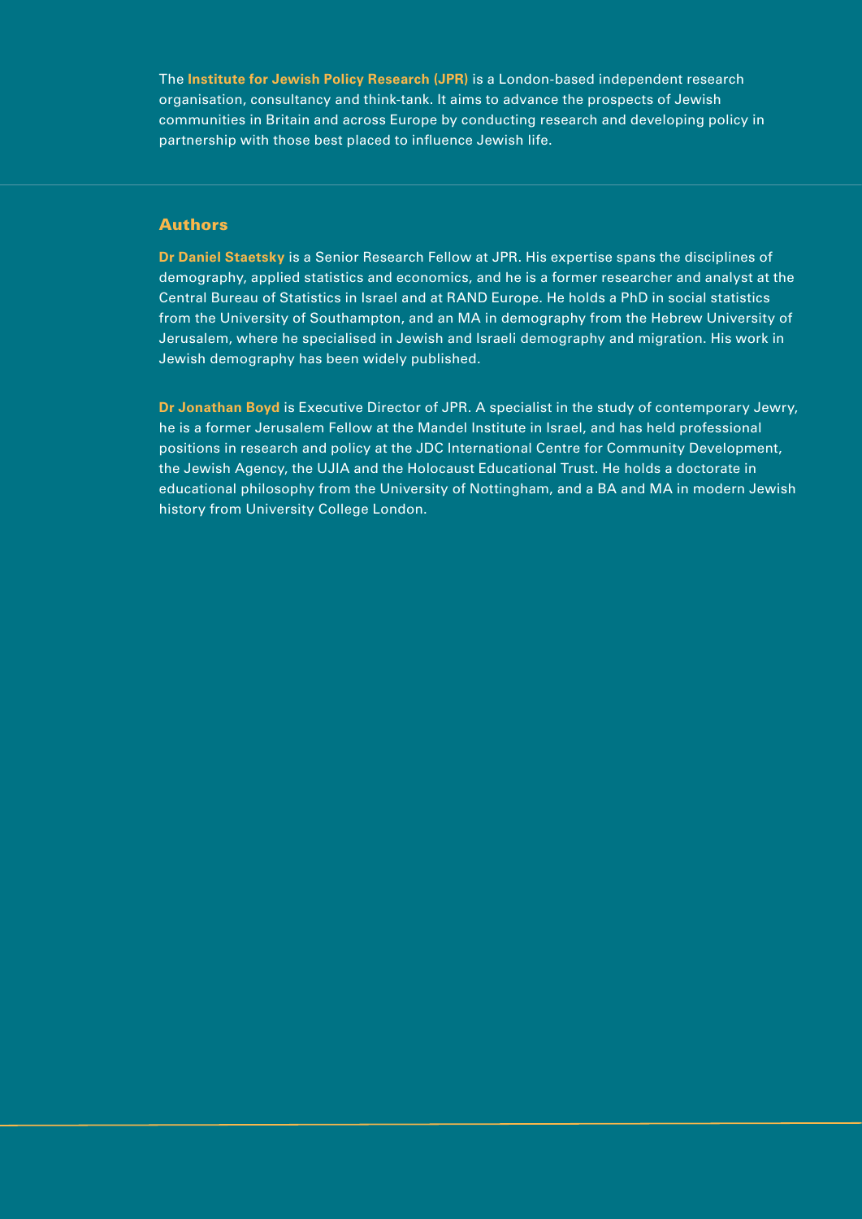The **Institute for Jewish Policy Research (JPR)** is a London-based independent research organisation, consultancy and think-tank. It aims to advance the prospects of Jewish communities in Britain and across Europe by conducting research and developing policy in partnership with those best placed to influence Jewish life.

## Authors

**Dr Daniel Staetsky** is a Senior Research Fellow at JPR. His expertise spans the disciplines of demography, applied statistics and economics, and he is a former researcher and analyst at the Central Bureau of Statistics in Israel and at RAND Europe. He holds a PhD in social statistics from the University of Southampton, and an MA in demography from the Hebrew University of Jerusalem, where he specialised in Jewish and Israeli demography and migration. His work in Jewish demography has been widely published.

**Dr Jonathan Boyd** is Executive Director of JPR. A specialist in the study of contemporary Jewry, he is a former Jerusalem Fellow at the Mandel Institute in Israel, and has held professional positions in research and policy at the JDC International Centre for Community Development, the Jewish Agency, the UJIA and the Holocaust Educational Trust. He holds a doctorate in educational philosophy from the University of Nottingham, and a BA and MA in modern Jewish history from University College London.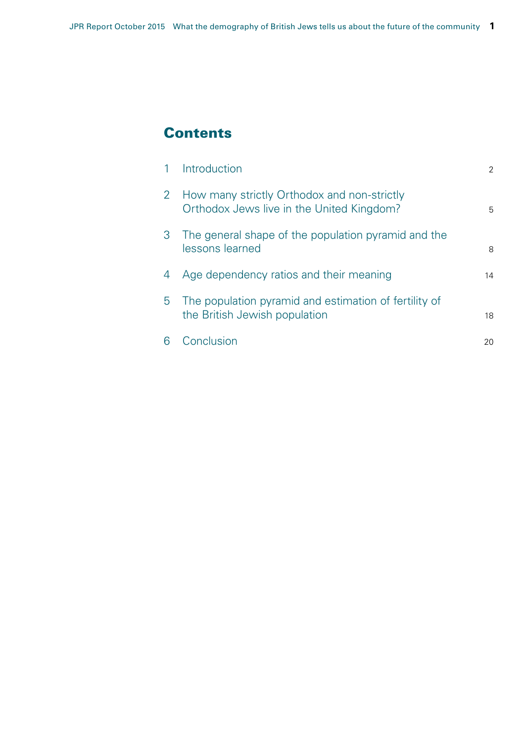## Contents

| | | |
|---|---|---|
| 1 | Introduction | 2 |
| 2 | How many strictly Orthodox and non-strictly Orthodox Jews live in the United Kingdom? | 5 |
| 3 | The general shape of the population pyramid and the lessons learned | 8 |
| 4 | Age dependency ratios and their meaning | 14 |
| 5 | The population pyramid and estimation of fertility of the British Jewish population | 18 |
| 6 | Conclusion | 20 |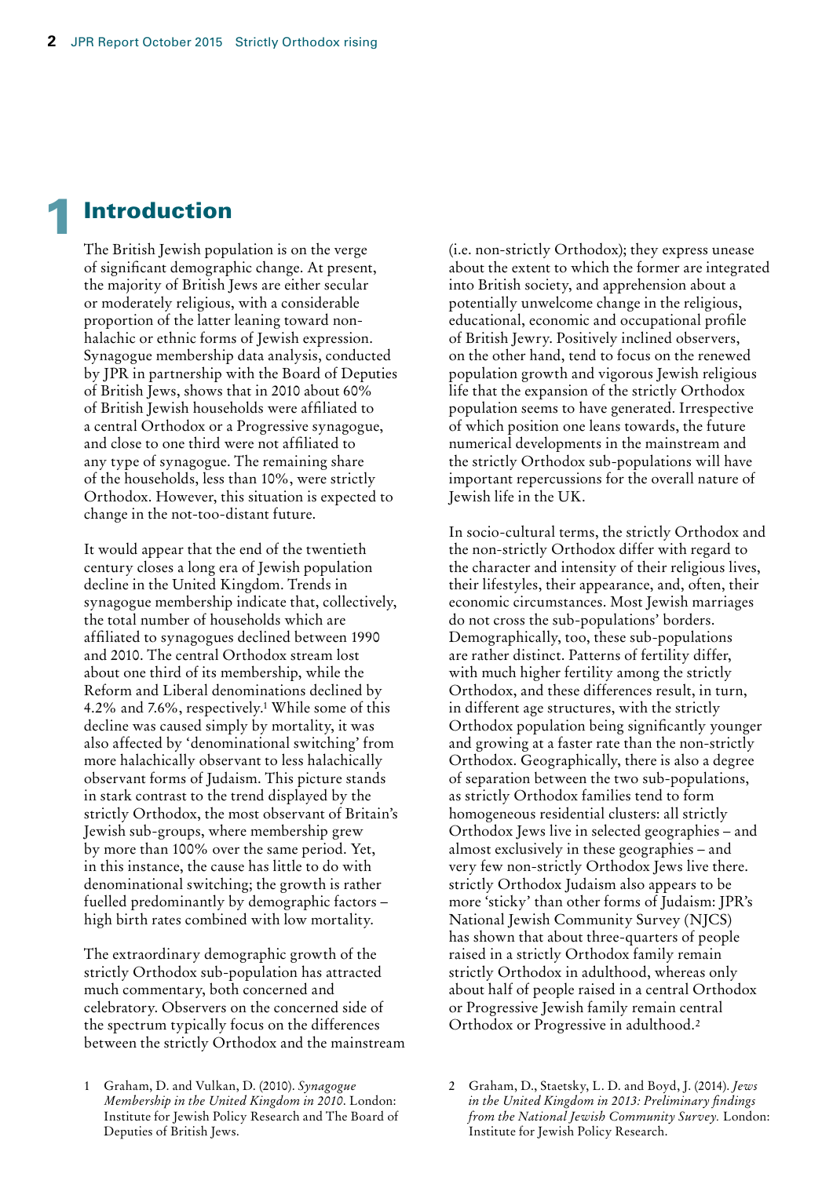# 1 Introduction

The British Jewish population is on the verge of significant demographic change. At present, the majority of British Jews are either secular or moderately religious, with a considerable proportion of the latter leaning toward non-halachic or ethnic forms of Jewish expression. Synagogue membership data analysis, conducted by JPR in partnership with the Board of Deputies of British Jews, shows that in 2010 about 60% of British Jewish households were affiliated to a central Orthodox or a Progressive synagogue, and close to one third were not affiliated to any type of synagogue. The remaining share of the households, less than 10%, were strictly Orthodox. However, this situation is expected to change in the not-too-distant future.

It would appear that the end of the twentieth century closes a long era of Jewish population decline in the United Kingdom. Trends in synagogue membership indicate that, collectively, the total number of households which are affiliated to synagogues declined between 1990 and 2010. The central Orthodox stream lost about one third of its membership, while the Reform and Liberal denominations declined by 4.2% and 7.6%, respectively.[1] While some of this decline was caused simply by mortality, it was also affected by 'denominational switching' from more halachically observant to less halachically observant forms of Judaism. This picture stands in stark contrast to the trend displayed by the strictly Orthodox, the most observant of Britain's Jewish sub-groups, where membership grew by more than 100% over the same period. Yet, in this instance, the cause has little to do with denominational switching; the growth is rather fuelled predominantly by demographic factors – high birth rates combined with low mortality.

The extraordinary demographic growth of the strictly Orthodox sub-population has attracted much commentary, both concerned and celebratory. Observers on the concerned side of the spectrum typically focus on the differences between the strictly Orthodox and the mainstream (i.e. non-strictly Orthodox); they express unease about the extent to which the former are integrated into British society, and apprehension about a potentially unwelcome change in the religious, educational, economic and occupational profile of British Jewry. Positively inclined observers, on the other hand, tend to focus on the renewed population growth and vigorous Jewish religious life that the expansion of the strictly Orthodox population seems to have generated. Irrespective of which position one leans towards, the future numerical developments in the mainstream and the strictly Orthodox sub-populations will have important repercussions for the overall nature of Jewish life in the UK.

In socio-cultural terms, the strictly Orthodox and the non-strictly Orthodox differ with regard to the character and intensity of their religious lives, their lifestyles, their appearance, and, often, their economic circumstances. Most Jewish marriages do not cross the sub-populations' borders. Demographically, too, these sub-populations are rather distinct. Patterns of fertility differ, with much higher fertility among the strictly Orthodox, and these differences result, in turn, in different age structures, with the strictly Orthodox population being significantly younger and growing at a faster rate than the non-strictly Orthodox. Geographically, there is also a degree of separation between the two sub-populations, as strictly Orthodox families tend to form homogeneous residential clusters: all strictly Orthodox Jews live in selected geographies – and almost exclusively in these geographies – and very few non-strictly Orthodox Jews live there. strictly Orthodox Judaism also appears to be more 'sticky' than other forms of Judaism: JPR's National Jewish Community Survey (NJCS) has shown that about three-quarters of people raised in a strictly Orthodox family remain strictly Orthodox in adulthood, whereas only about half of people raised in a central Orthodox or Progressive Jewish family remain central Orthodox or Progressive in adulthood.[2]

---

1 Graham, D. and Vulkan, D. (2010). *Synagogue Membership in the United Kingdom in 2010*. London: Institute for Jewish Policy Research and The Board of Deputies of British Jews.

2 Graham, D., Staetsky, L. D. and Boyd, J. (2014). *Jews in the United Kingdom in 2013: Preliminary findings from the National Jewish Community Survey.* London: Institute for Jewish Policy Research.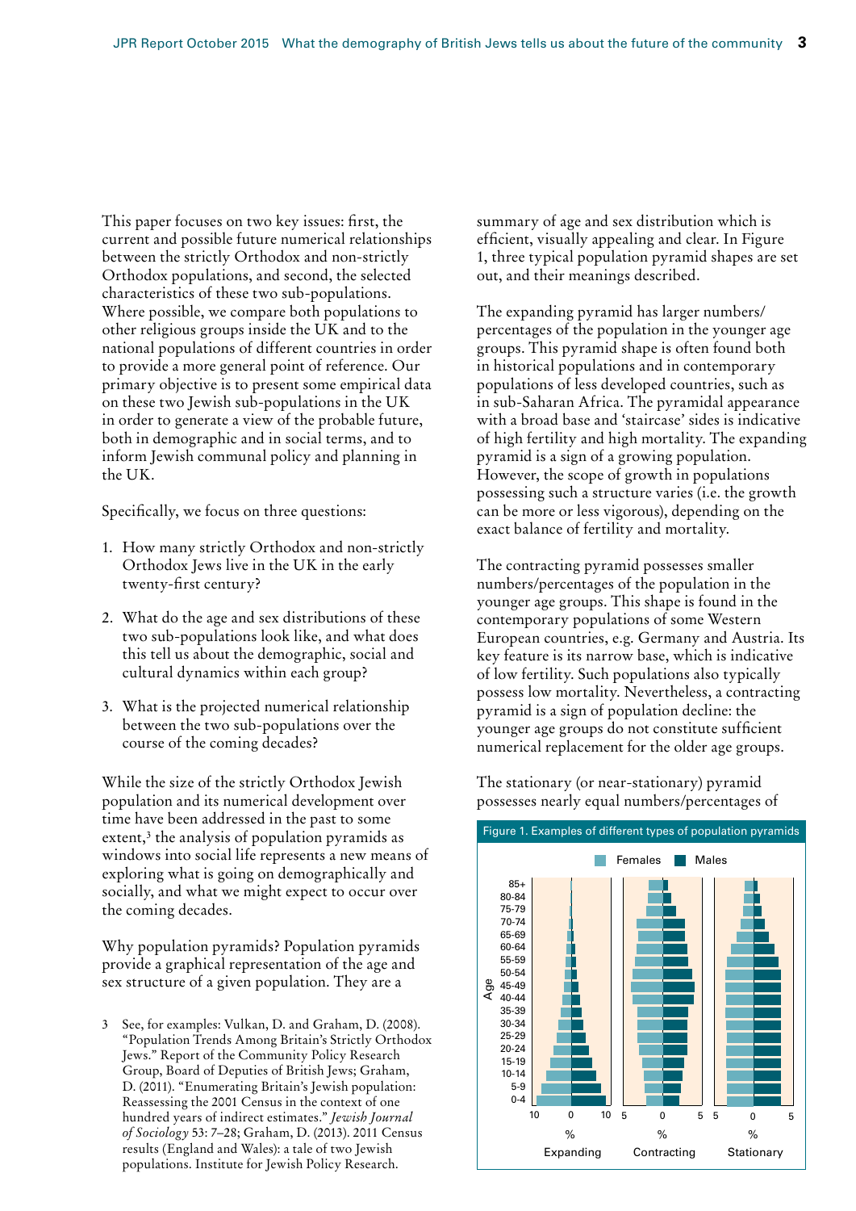This paper focuses on two key issues: first, the current and possible future numerical relationships between the strictly Orthodox and non-strictly Orthodox populations, and second, the selected characteristics of these two sub-populations. Where possible, we compare both populations to other religious groups inside the UK and to the national populations of different countries in order to provide a more general point of reference. Our primary objective is to present some empirical data on these two Jewish sub-populations in the UK in order to generate a view of the probable future, both in demographic and in social terms, and to inform Jewish communal policy and planning in the UK.

Specifically, we focus on three questions:

1. How many strictly Orthodox and non-strictly Orthodox Jews live in the UK in the early twenty-first century?
2. What do the age and sex distributions of these two sub-populations look like, and what does this tell us about the demographic, social and cultural dynamics within each group?
3. What is the projected numerical relationship between the two sub-populations over the course of the coming decades?

While the size of the strictly Orthodox Jewish population and its numerical development over time have been addressed in the past to some extent,[3] the analysis of population pyramids as windows into social life represents a new means of exploring what is going on demographically and socially, and what we might expect to occur over the coming decades.

Why population pyramids? Population pyramids provide a graphical representation of the age and sex structure of a given population. They are a summary of age and sex distribution which is efficient, visually appealing and clear. In Figure 1, three typical population pyramid shapes are set out, and their meanings described.

The expanding pyramid has larger numbers/percentages of the population in the younger age groups. This pyramid shape is often found both in historical populations and in contemporary populations of less developed countries, such as in sub-Saharan Africa. The pyramidal appearance with a broad base and 'staircase' sides is indicative of high fertility and high mortality. The expanding pyramid is a sign of a growing population. However, the scope of growth in populations possessing such a structure varies (i.e. the growth can be more or less vigorous), depending on the exact balance of fertility and mortality.

The contracting pyramid possesses smaller numbers/percentages of the population in the younger age groups. This shape is found in the contemporary populations of some Western European countries, e.g. Germany and Austria. Its key feature is its narrow base, which is indicative of low fertility. Such populations also typically possess low mortality. Nevertheless, a contracting pyramid is a sign of population decline: the younger age groups do not constitute sufficient numerical replacement for the older age groups.

The stationary (or near-stationary) pyramid possesses nearly equal numbers/percentages of

Figure 1. Examples of different types of population pyramids

3 See, for examples: Vulkan, D. and Graham, D. (2008). "Population Trends Among Britain's Strictly Orthodox Jews." Report of the Community Policy Research Group, Board of Deputies of British Jews; Graham, D. (2011). "Enumerating Britain's Jewish population: Reassessing the 2001 Census in the context of one hundred years of indirect estimates." *Jewish Journal of Sociology* 53: 7–28; Graham, D. (2013). 2011 Census results (England and Wales): a tale of two Jewish populations. Institute for Jewish Policy Research.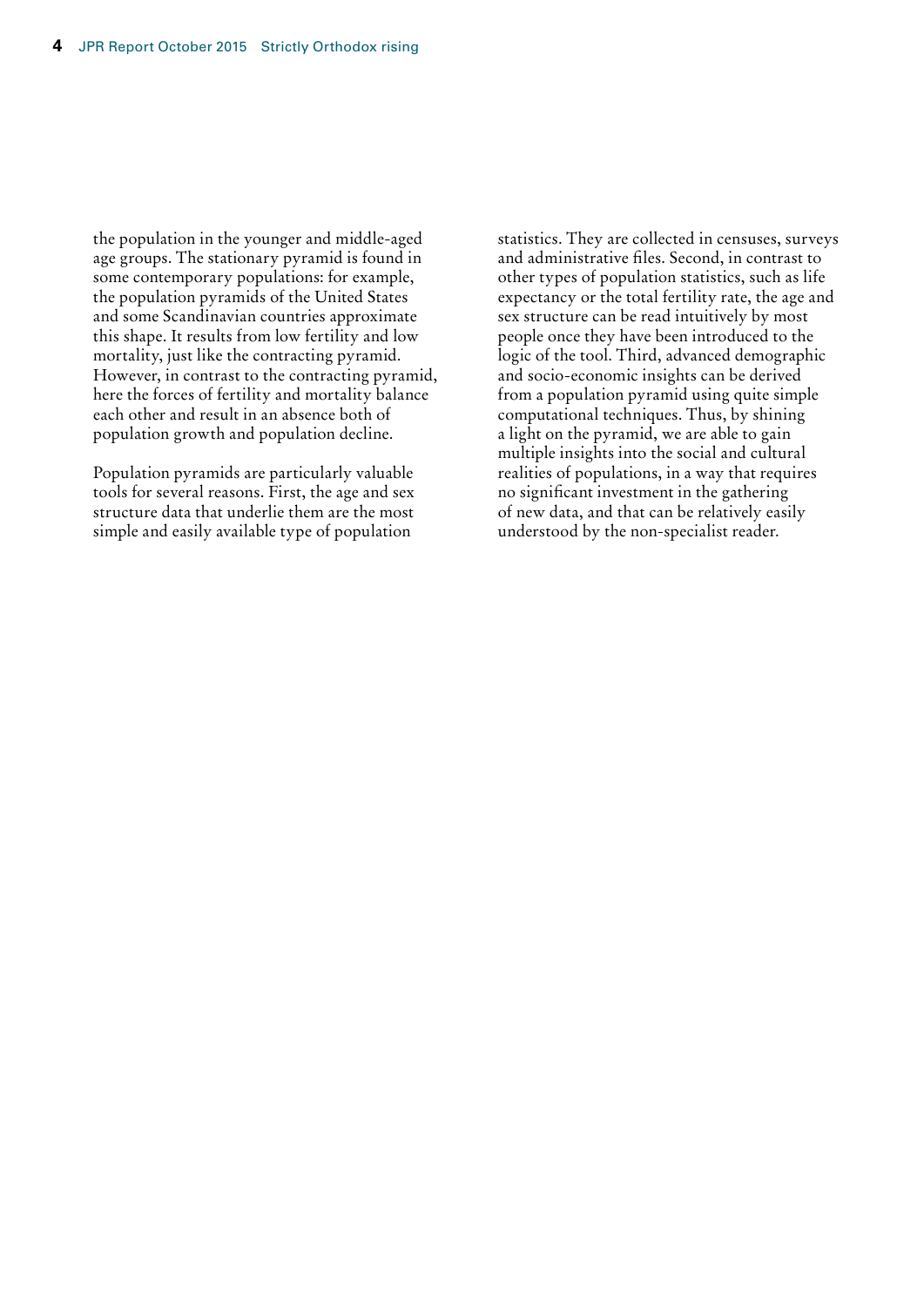the population in the younger and middle-aged age groups. The stationary pyramid is found in some contemporary populations: for example, the population pyramids of the United States and some Scandinavian countries approximate this shape. It results from low fertility and low mortality, just like the contracting pyramid. However, in contrast to the contracting pyramid, here the forces of fertility and mortality balance each other and result in an absence both of population growth and population decline.

Population pyramids are particularly valuable tools for several reasons. First, the age and sex structure data that underlie them are the most simple and easily available type of population statistics. They are collected in censuses, surveys and administrative files. Second, in contrast to other types of population statistics, such as life expectancy or the total fertility rate, the age and sex structure can be read intuitively by most people once they have been introduced to the logic of the tool. Third, advanced demographic and socio-economic insights can be derived from a population pyramid using quite simple computational techniques. Thus, by shining a light on the pyramid, we are able to gain multiple insights into the social and cultural realities of populations, in a way that requires no significant investment in the gathering of new data, and that can be relatively easily understood by the non-specialist reader.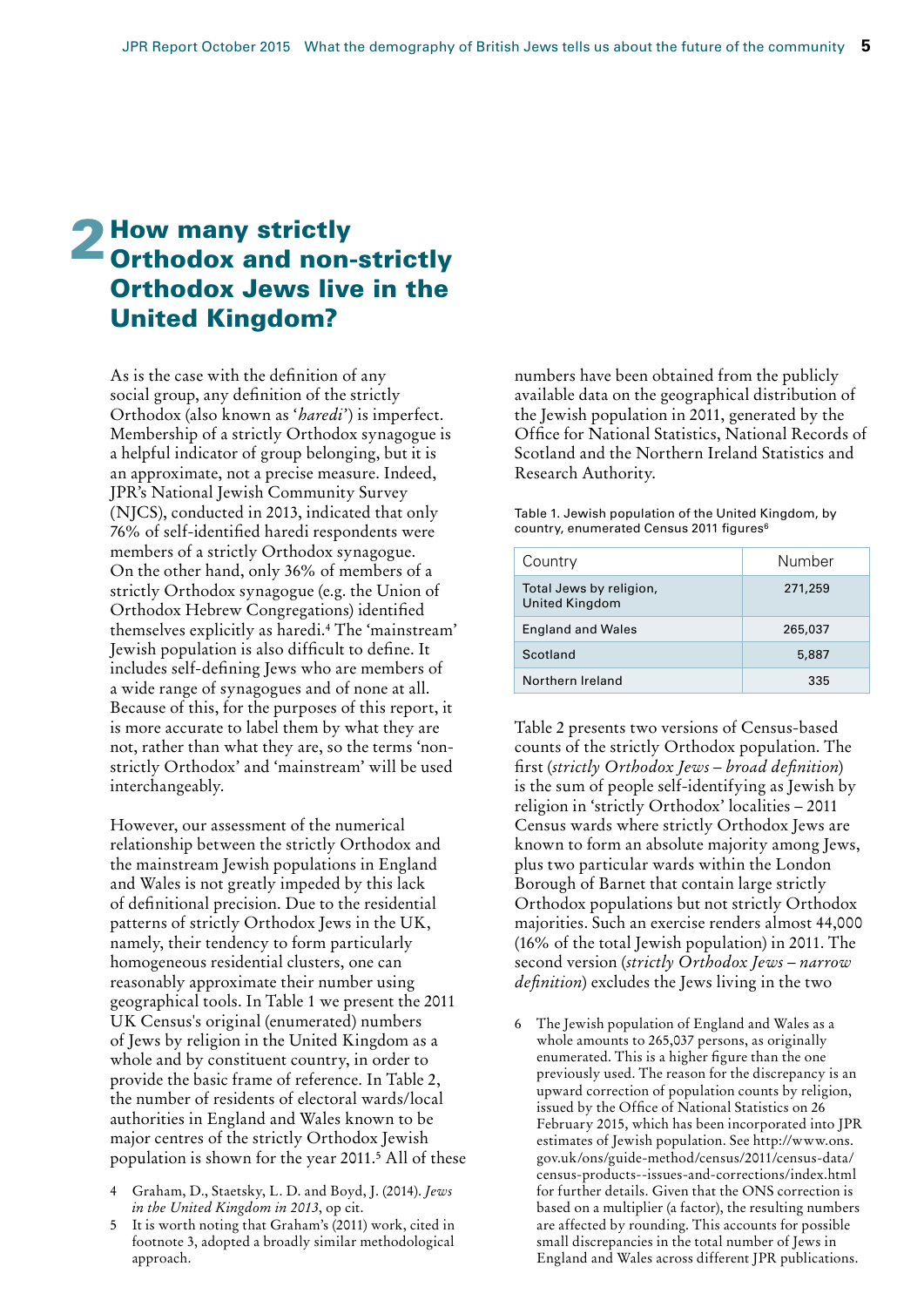# 2 How many strictly Orthodox and non-strictly Orthodox Jews live in the United Kingdom?

As is the case with the definition of any social group, any definition of the strictly Orthodox (also known as '*haredi*') is imperfect. Membership of a strictly Orthodox synagogue is a helpful indicator of group belonging, but it is an approximate, not a precise measure. Indeed, JPR's National Jewish Community Survey (NJCS), conducted in 2013, indicated that only 76% of self-identified haredi respondents were members of a strictly Orthodox synagogue. On the other hand, only 36% of members of a strictly Orthodox synagogue (e.g. the Union of Orthodox Hebrew Congregations) identified themselves explicitly as haredi.[4] The 'mainstream' Jewish population is also difficult to define. It includes self-defining Jews who are members of a wide range of synagogues and of none at all. Because of this, for the purposes of this report, it is more accurate to label them by what they are not, rather than what they are, so the terms 'non-strictly Orthodox' and 'mainstream' will be used interchangeably.

However, our assessment of the numerical relationship between the strictly Orthodox and the mainstream Jewish populations in England and Wales is not greatly impeded by this lack of definitional precision. Due to the residential patterns of strictly Orthodox Jews in the UK, namely, their tendency to form particularly homogeneous residential clusters, one can reasonably approximate their number using geographical tools. In Table 1 we present the 2011 UK Census's original (enumerated) numbers of Jews by religion in the United Kingdom as a whole and by constituent country, in order to provide the basic frame of reference. In Table 2, the number of residents of electoral wards/local authorities in England and Wales known to be major centres of the strictly Orthodox Jewish population is shown for the year 2011.[5] All of these numbers have been obtained from the publicly available data on the geographical distribution of the Jewish population in 2011, generated by the Office for National Statistics, National Records of Scotland and the Northern Ireland Statistics and Research Authority.

Table 1. Jewish population of the United Kingdom, by country, enumerated Census 2011 figures[6]

| Country | Number |
|---|---|
| Total Jews by religion, United Kingdom | 271,259 |
| England and Wales | 265,037 |
| Scotland | 5,887 |
| Northern Ireland | 335 |

Table 2 presents two versions of Census-based counts of the strictly Orthodox population. The first (*strictly Orthodox Jews – broad definition*) is the sum of people self-identifying as Jewish by religion in 'strictly Orthodox' localities – 2011 Census wards where strictly Orthodox Jews are known to form an absolute majority among Jews, plus two particular wards within the London Borough of Barnet that contain large strictly Orthodox populations but not strictly Orthodox majorities. Such an exercise renders almost 44,000 (16% of the total Jewish population) in 2011. The second version (*strictly Orthodox Jews – narrow definition*) excludes the Jews living in the two

4 Graham, D., Staetsky, L. D. and Boyd, J. (2014). *Jews in the United Kingdom in 2013*, op cit.

5 It is worth noting that Graham's (2011) work, cited in footnote 3, adopted a broadly similar methodological approach.

6 The Jewish population of England and Wales as a whole amounts to 265,037 persons, as originally enumerated. This is a higher figure than the one previously used. The reason for the discrepancy is an upward correction of population counts by religion, issued by the Office of National Statistics on 26 February 2015, which has been incorporated into JPR estimates of Jewish population. See http://www.ons.gov.uk/ons/guide-method/census/2011/census-data/census-products--issues-and-corrections/index.html for further details. Given that the ONS correction is based on a multiplier (a factor), the resulting numbers are affected by rounding. This accounts for possible small discrepancies in the total number of Jews in England and Wales across different JPR publications.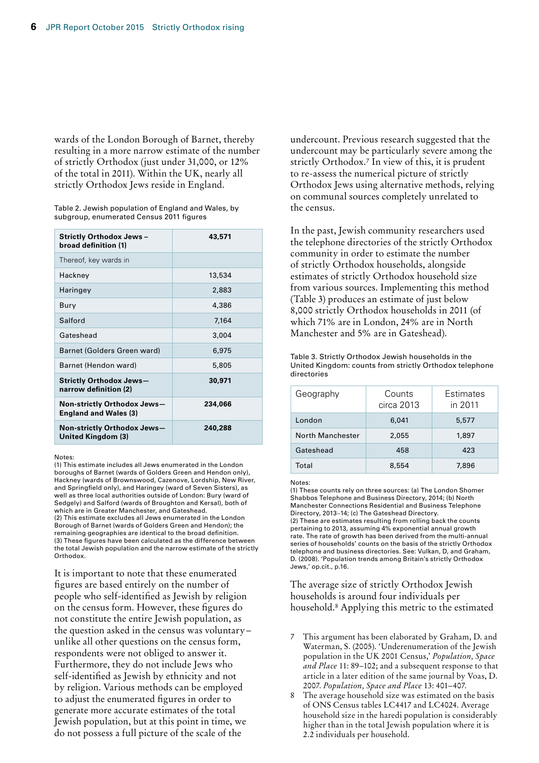wards of the London Borough of Barnet, thereby resulting in a more narrow estimate of the number of strictly Orthodox (just under 31,000, or 12% of the total in 2011). Within the UK, nearly all strictly Orthodox Jews reside in England.

Table 2. Jewish population of England and Wales, by subgroup, enumerated Census 2011 figures

| | |
|---|---|
| **Strictly Orthodox Jews – broad definition (1)** | **43,571** |
| Thereof, key wards in | |
| Hackney | 13,534 |
| Haringey | 2,883 |
| Bury | 4,386 |
| Salford | 7,164 |
| Gateshead | 3,004 |
| Barnet (Golders Green ward) | 6,975 |
| Barnet (Hendon ward) | 5,805 |
| **Strictly Orthodox Jews— narrow definition (2)** | **30,971** |
| **Non-strictly Orthodox Jews— England and Wales (3)** | **234,066** |
| **Non-strictly Orthodox Jews— United Kingdom (3)** | **240,288** |

Notes:
(1) This estimate includes all Jews enumerated in the London boroughs of Barnet (wards of Golders Green and Hendon only), Hackney (wards of Brownswood, Cazenove, Lordship, New River, and Springfield only), and Haringey (ward of Seven Sisters), as well as three local authorities outside of London: Bury (ward of Sedgely) and Salford (wards of Broughton and Kersal), both of which are in Greater Manchester, and Gateshead.
(2) This estimate excludes all Jews enumerated in the London Borough of Barnet (wards of Golders Green and Hendon); the remaining geographies are identical to the broad definition.
(3) These figures have been calculated as the difference between the total Jewish population and the narrow estimate of the strictly Orthodox.

It is important to note that these enumerated figures are based entirely on the number of people who self-identified as Jewish by religion on the census form. However, these figures do not constitute the entire Jewish population, as the question asked in the census was voluntary – unlike all other questions on the census form, respondents were not obliged to answer it. Furthermore, they do not include Jews who self-identified as Jewish by ethnicity and not by religion. Various methods can be employed to adjust the enumerated figures in order to generate more accurate estimates of the total Jewish population, but at this point in time, we do not possess a full picture of the scale of the undercount. Previous research suggested that the undercount may be particularly severe among the strictly Orthodox.[7] In view of this, it is prudent to re-assess the numerical picture of strictly Orthodox Jews using alternative methods, relying on communal sources completely unrelated to the census.

In the past, Jewish community researchers used the telephone directories of the strictly Orthodox community in order to estimate the number of strictly Orthodox households, alongside estimates of strictly Orthodox household size from various sources. Implementing this method (Table 3) produces an estimate of just below 8,000 strictly Orthodox households in 2011 (of which 71% are in London, 24% are in North Manchester and 5% are in Gateshead).

Table 3. Strictly Orthodox Jewish households in the United Kingdom: counts from strictly Orthodox telephone directories

| Geography | Counts circa 2013 | Estimates in 2011 |
|---|---|---|
| London | 6,041 | 5,577 |
| North Manchester | 2,055 | 1,897 |
| Gateshead | 458 | 423 |
| Total | 8,554 | 7,896 |

Notes:
(1) These counts rely on three sources: (a) The London Shomer Shabbos Telephone and Business Directory, 2014; (b) North Manchester Connections Residential and Business Telephone Directory, 2013–14; (c) The Gateshead Directory.
(2) These are estimates resulting from rolling back the counts pertaining to 2013, assuming 4% exponential annual growth rate. The rate of growth has been derived from the multi-annual series of households' counts on the basis of the strictly Orthodox telephone and business directories. See: Vulkan, D, and Graham, D. (2008). 'Population trends among Britain's strictly Orthodox Jews,' op.cit., p.16.

The average size of strictly Orthodox Jewish households is around four individuals per household.[8] Applying this metric to the estimated

7 This argument has been elaborated by Graham, D. and Waterman, S. (2005). 'Underenumeration of the Jewish population in the UK 2001 Census,' *Population, Space and Place* 11: 89–102; and a subsequent response to that article in a later edition of the same journal by Voas, D. 2007. *Population, Space and Place* 13: 401–407.

8 The average household size was estimated on the basis of ONS Census tables LC4417 and LC4024. Average household size in the haredi population is considerably higher than in the total Jewish population where it is 2.2 individuals per household.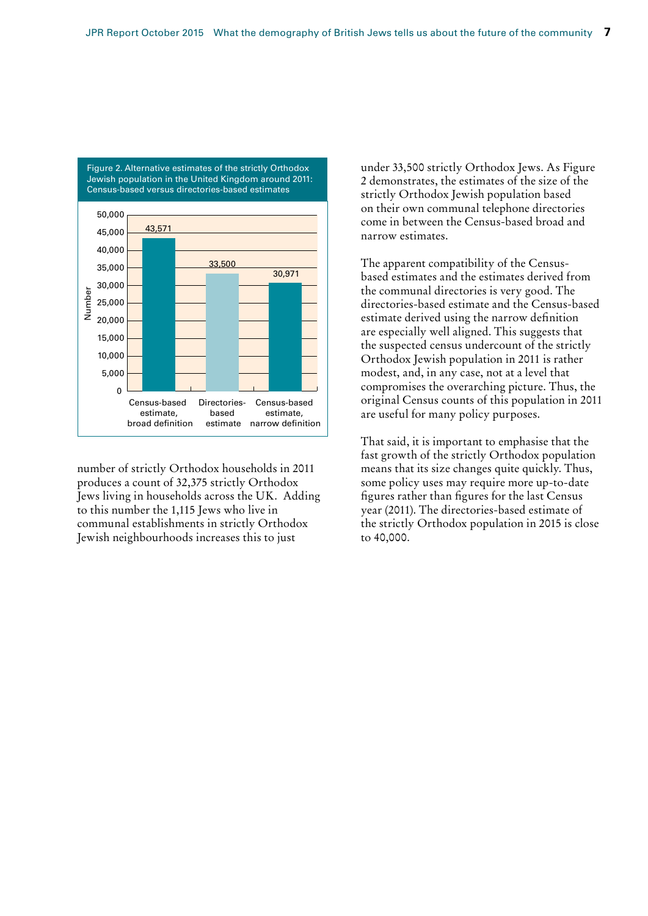Figure 2. Alternative estimates of the strictly Orthodox Jewish population in the United Kingdom around 2011: Census-based versus directories-based estimates

| | Number |
|---|---|
| Census-based estimate, broad definition | 43,571 |
| Directories-based estimate | 33,500 |
| Census-based estimate, narrow definition | 30,971 |

number of strictly Orthodox households in 2011 produces a count of 32,375 strictly Orthodox Jews living in households across the UK. Adding to this number the 1,115 Jews who live in communal establishments in strictly Orthodox Jewish neighbourhoods increases this to just under 33,500 strictly Orthodox Jews. As Figure 2 demonstrates, the estimates of the size of the strictly Orthodox Jewish population based on their own communal telephone directories come in between the Census-based broad and narrow estimates.

The apparent compatibility of the Census-based estimates and the estimates derived from the communal directories is very good. The directories-based estimate and the Census-based estimate derived using the narrow definition are especially well aligned. This suggests that the suspected census undercount of the strictly Orthodox Jewish population in 2011 is rather modest, and, in any case, not at a level that compromises the overarching picture. Thus, the original Census counts of this population in 2011 are useful for many policy purposes.

That said, it is important to emphasise that the fast growth of the strictly Orthodox population means that its size changes quite quickly. Thus, some policy uses may require more up-to-date figures rather than figures for the last Census year (2011). The directories-based estimate of the strictly Orthodox population in 2015 is close to 40,000.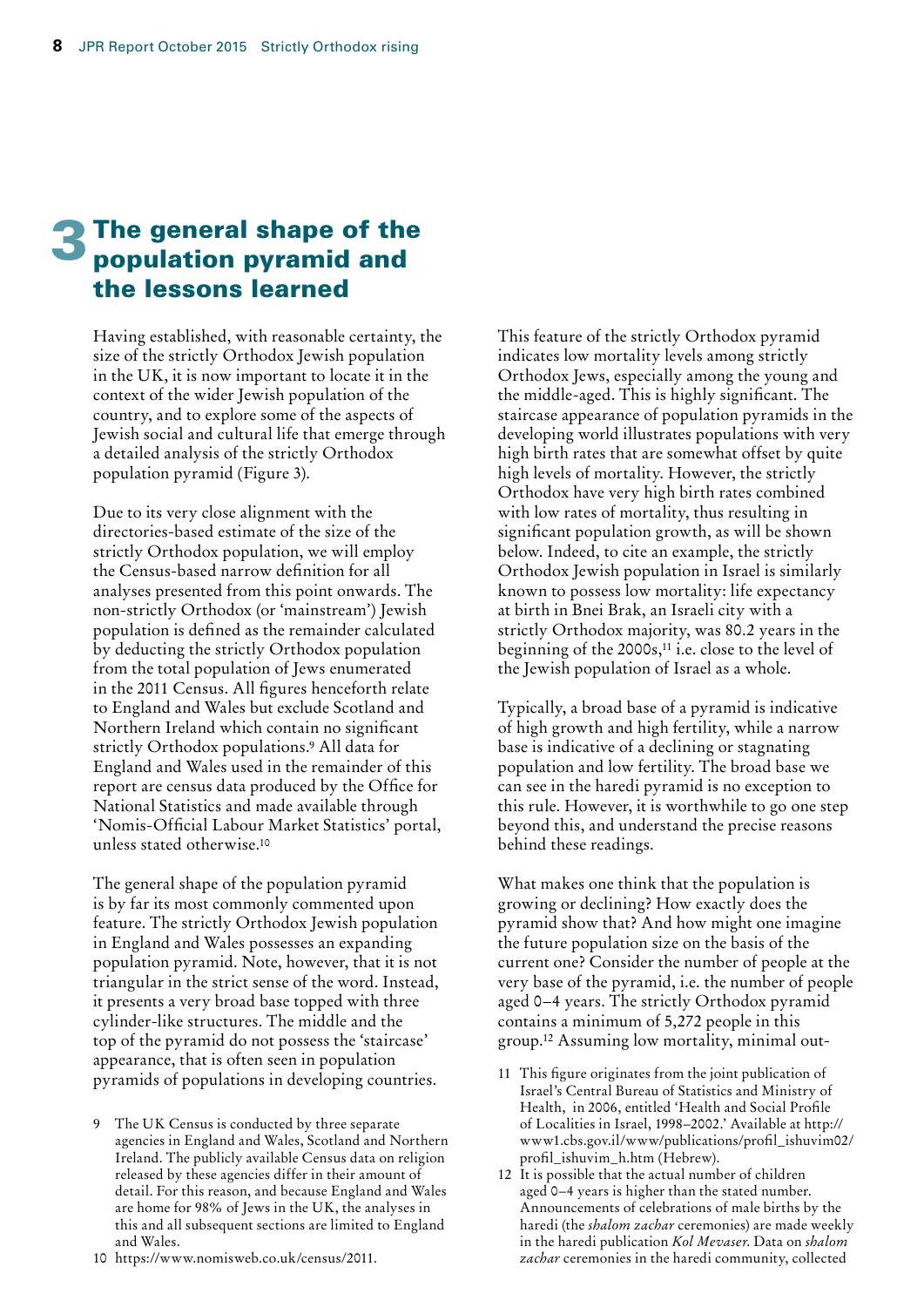# 3 The general shape of the population pyramid and the lessons learned

Having established, with reasonable certainty, the size of the strictly Orthodox Jewish population in the UK, it is now important to locate it in the context of the wider Jewish population of the country, and to explore some of the aspects of Jewish social and cultural life that emerge through a detailed analysis of the strictly Orthodox population pyramid (Figure 3).

Due to its very close alignment with the directories-based estimate of the size of the strictly Orthodox population, we will employ the Census-based narrow definition for all analyses presented from this point onwards. The non-strictly Orthodox (or 'mainstream') Jewish population is defined as the remainder calculated by deducting the strictly Orthodox population from the total population of Jews enumerated in the 2011 Census. All figures henceforth relate to England and Wales but exclude Scotland and Northern Ireland which contain no significant strictly Orthodox populations.[9] All data for England and Wales used in the remainder of this report are census data produced by the Office for National Statistics and made available through 'Nomis-Official Labour Market Statistics' portal, unless stated otherwise.[10]

The general shape of the population pyramid is by far its most commonly commented upon feature. The strictly Orthodox Jewish population in England and Wales possesses an expanding population pyramid. Note, however, that it is not triangular in the strict sense of the word. Instead, it presents a very broad base topped with three cylinder-like structures. The middle and the top of the pyramid do not possess the 'staircase' appearance, that is often seen in population pyramids of populations in developing countries.

This feature of the strictly Orthodox pyramid indicates low mortality levels among strictly Orthodox Jews, especially among the young and the middle-aged. This is highly significant. The staircase appearance of population pyramids in the developing world illustrates populations with very high birth rates that are somewhat offset by quite high levels of mortality. However, the strictly Orthodox have very high birth rates combined with low rates of mortality, thus resulting in significant population growth, as will be shown below. Indeed, to cite an example, the strictly Orthodox Jewish population in Israel is similarly known to possess low mortality: life expectancy at birth in Bnei Brak, an Israeli city with a strictly Orthodox majority, was 80.2 years in the beginning of the 2000s,[11] i.e. close to the level of the Jewish population of Israel as a whole.

Typically, a broad base of a pyramid is indicative of high growth and high fertility, while a narrow base is indicative of a declining or stagnating population and low fertility. The broad base we can see in the haredi pyramid is no exception to this rule. However, it is worthwhile to go one step beyond this, and understand the precise reasons behind these readings.

What makes one think that the population is growing or declining? How exactly does the pyramid show that? And how might one imagine the future population size on the basis of the current one? Consider the number of people at the very base of the pyramid, i.e. the number of people aged 0–4 years. The strictly Orthodox pyramid contains a minimum of 5,272 people in this group.[12] Assuming low mortality, minimal out-

---

9 The UK Census is conducted by three separate agencies in England and Wales, Scotland and Northern Ireland. The publicly available Census data on religion released by these agencies differ in their amount of detail. For this reason, and because England and Wales are home for 98% of Jews in the UK, the analyses in this and all subsequent sections are limited to England and Wales.

10 https://www.nomisweb.co.uk/census/2011.

11 This figure originates from the joint publication of Israel's Central Bureau of Statistics and Ministry of Health, in 2006, entitled 'Health and Social Profile of Localities in Israel, 1998–2002.' Available at http://www1.cbs.gov.il/www/publications/profil_ishuvim02/profil_ishuvim_h.htm (Hebrew).

12 It is possible that the actual number of children aged 0–4 years is higher than the stated number. Announcements of celebrations of male births by the haredi (the *shalom zachar* ceremonies) are made weekly in the haredi publication *Kol Mevaser*. Data on *shalom zachar* ceremonies in the haredi community, collected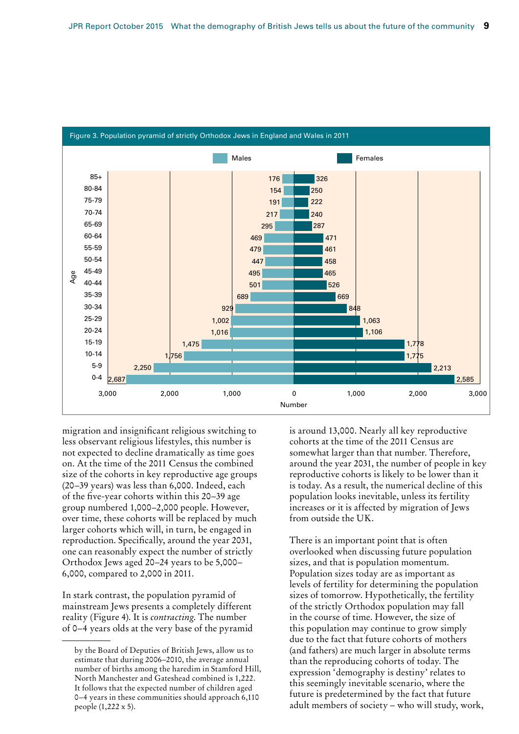Figure 3. Population pyramid of strictly Orthodox Jews in England and Wales in 2011

| Age | Males | Females |
|---|---|---|
| 85+ | 176 | 326 |
| 80-84 | 154 | 250 |
| 75-79 | 191 | 222 |
| 70-74 | 217 | 240 |
| 65-69 | 295 | 287 |
| 60-64 | 469 | 471 |
| 55-59 | 479 | 461 |
| 50-54 | 447 | 458 |
| 45-49 | 495 | 465 |
| 40-44 | 501 | 526 |
| 35-39 | 689 | 669 |
| 30-34 | 929 | 848 |
| 25-29 | 1,002 | 1,063 |
| 20-24 | 1,016 | 1,106 |
| 15-19 | 1,475 | 1,778 |
| 10-14 | 1,756 | 1,775 |
| 5-9 | 2,250 | 2,213 |
| 0-4 | 2,687 | 2,585 |

migration and insignificant religious switching to less observant religious lifestyles, this number is not expected to decline dramatically as time goes on. At the time of the 2011 Census the combined size of the cohorts in key reproductive age groups (20–39 years) was less than 6,000. Indeed, each of the five-year cohorts within this 20–39 age group numbered 1,000–2,000 people. However, over time, these cohorts will be replaced by much larger cohorts which will, in turn, be engaged in reproduction. Specifically, around the year 2031, one can reasonably expect the number of strictly Orthodox Jews aged 20–24 years to be 5,000–6,000, compared to 2,000 in 2011.

In stark contrast, the population pyramid of mainstream Jews presents a completely different reality (Figure 4). It is *contracting*. The number of 0–4 years olds at the very base of the pyramid is around 13,000. Nearly all key reproductive cohorts at the time of the 2011 Census are somewhat larger than that number. Therefore, around the year 2031, the number of people in key reproductive cohorts is likely to be lower than it is today. As a result, the numerical decline of this population looks inevitable, unless its fertility increases or it is affected by migration of Jews from outside the UK.

There is an important point that is often overlooked when discussing future population sizes, and that is population momentum. Population sizes today are as important as levels of fertility for determining the population sizes of tomorrow. Hypothetically, the fertility of the strictly Orthodox population may fall in the course of time. However, the size of this population may continue to grow simply due to the fact that future cohorts of mothers (and fathers) are much larger in absolute terms than the reproducing cohorts of today. The expression 'demography is destiny' relates to this seemingly inevitable scenario, where the future is predetermined by the fact that future adult members of society – who will study, work,

---

by the Board of Deputies of British Jews, allow us to estimate that during 2006–2010, the average annual number of births among the haredim in Stamford Hill, North Manchester and Gateshead combined is 1,222. It follows that the expected number of children aged 0–4 years in these communities should approach 6,110 people (1,222 x 5).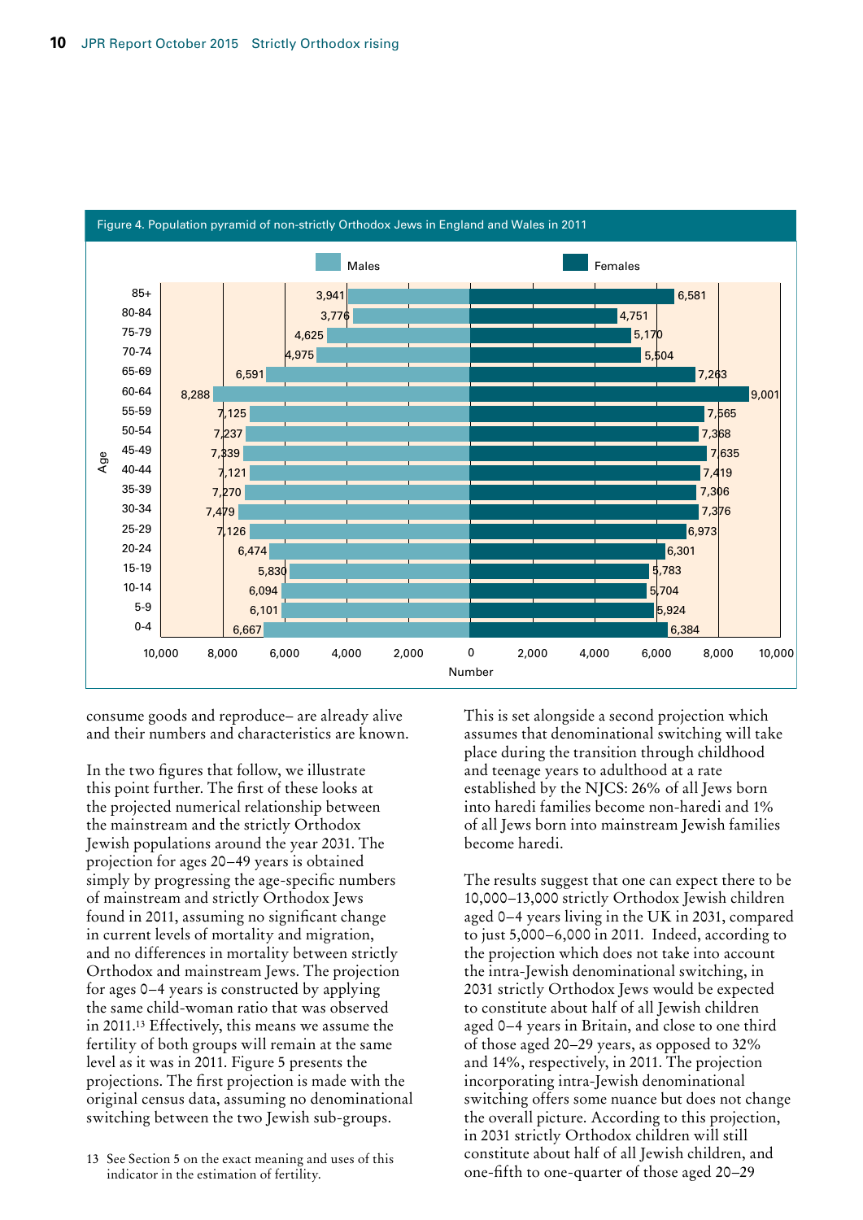Figure 4. Population pyramid of non-strictly Orthodox Jews in England and Wales in 2011

| Age | Males | Females |
|---|---|---|
| 85+ | 3,941 | 6,581 |
| 80-84 | 3,776 | 4,751 |
| 75-79 | 4,625 | 5,170 |
| 70-74 | 4,975 | 5,504 |
| 65-69 | 6,591 | 7,263 |
| 60-64 | 8,288 | 9,001 |
| 55-59 | 7,125 | 7,565 |
| 50-54 | 7,237 | 7,368 |
| 45-49 | 7,339 | 7,635 |
| 40-44 | 7,121 | 7,419 |
| 35-39 | 7,270 | 7,306 |
| 30-34 | 7,479 | 7,376 |
| 25-29 | 7,126 | 6,973 |
| 20-24 | 6,474 | 6,301 |
| 15-19 | 5,830 | 5,783 |
| 10-14 | 6,094 | 5,704 |
| 5-9 | 6,101 | 5,924 |
| 0-4 | 6,667 | 6,384 |

consume goods and reproduce– are already alive and their numbers and characteristics are known.

In the two figures that follow, we illustrate this point further. The first of these looks at the projected numerical relationship between the mainstream and the strictly Orthodox Jewish populations around the year 2031. The projection for ages 20–49 years is obtained simply by progressing the age-specific numbers of mainstream and strictly Orthodox Jews found in 2011, assuming no significant change in current levels of mortality and migration, and no differences in mortality between strictly Orthodox and mainstream Jews. The projection for ages 0–4 years is constructed by applying the same child-woman ratio that was observed in 2011.[13] Effectively, this means we assume the fertility of both groups will remain at the same level as it was in 2011. Figure 5 presents the projections. The first projection is made with the original census data, assuming no denominational switching between the two Jewish sub-groups.

This is set alongside a second projection which assumes that denominational switching will take place during the transition through childhood and teenage years to adulthood at a rate established by the NJCS: 26% of all Jews born into haredi families become non-haredi and 1% of all Jews born into mainstream Jewish families become haredi.

The results suggest that one can expect there to be 10,000–13,000 strictly Orthodox Jewish children aged 0–4 years living in the UK in 2031, compared to just 5,000–6,000 in 2011. Indeed, according to the projection which does not take into account the intra-Jewish denominational switching, in 2031 strictly Orthodox Jews would be expected to constitute about half of all Jewish children aged 0–4 years in Britain, and close to one third of those aged 20–29 years, as opposed to 32% and 14%, respectively, in 2011. The projection incorporating intra-Jewish denominational switching offers some nuance but does not change the overall picture. According to this projection, in 2031 strictly Orthodox children will still constitute about half of all Jewish children, and one-fifth to one-quarter of those aged 20–29

13 See Section 5 on the exact meaning and uses of this indicator in the estimation of fertility.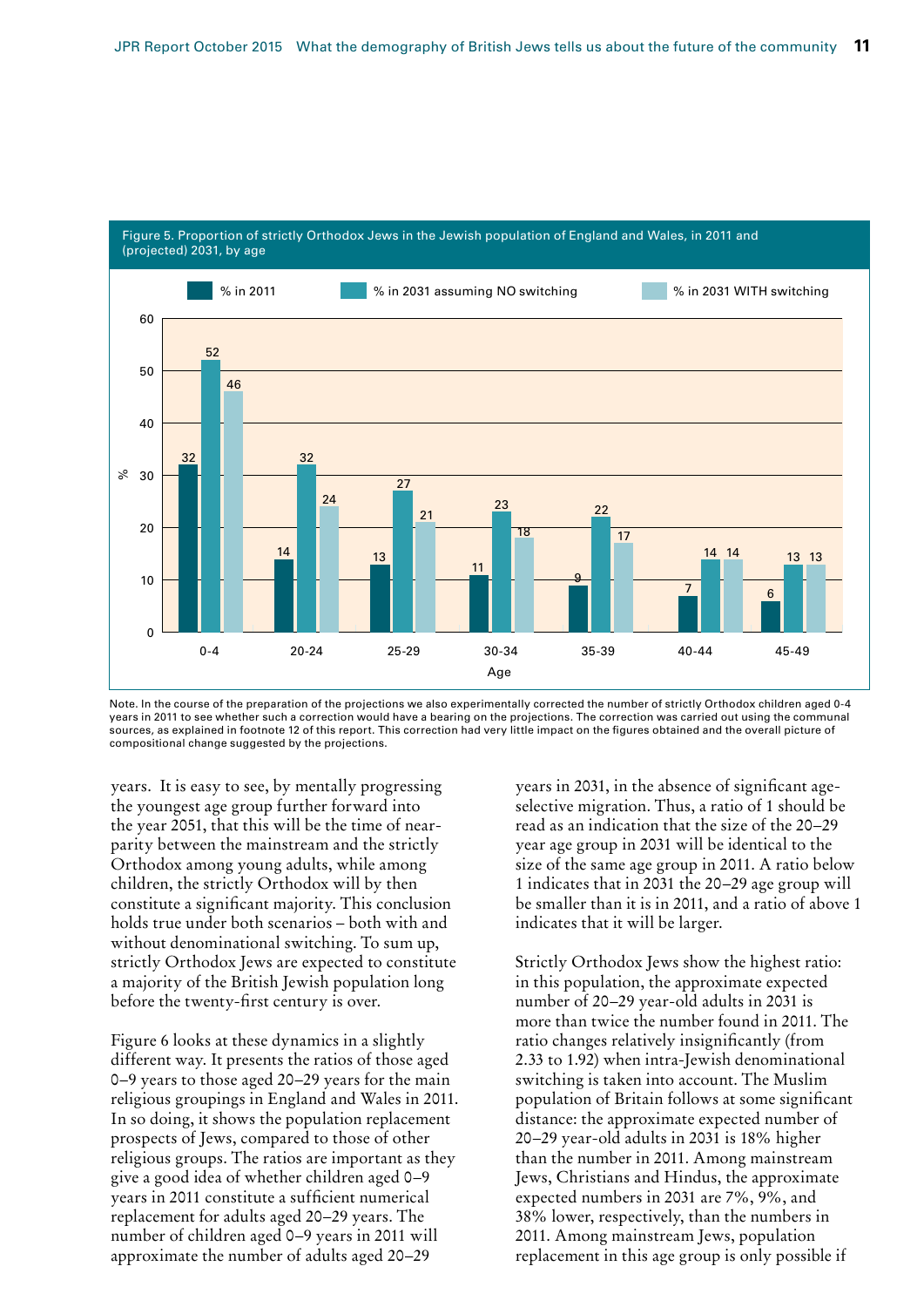Figure 5. Proportion of strictly Orthodox Jews in the Jewish population of England and Wales, in 2011 and (projected) 2031, by age

| Age | % in 2011 | % in 2031 assuming NO switching | % in 2031 WITH switching |
|---|---|---|---|
| 0-4 | 32 | 52 | 46 |
| 20-24 | 14 | 32 | 24 |
| 25-29 | 13 | 27 | 21 |
| 30-34 | 11 | 23 | 18 |
| 35-39 | 9 | 22 | 17 |
| 40-44 | 7 | 14 | 14 |
| 45-49 | 6 | 13 | 13 |

Note. In the course of the preparation of the projections we also experimentally corrected the number of strictly Orthodox children aged 0-4 years in 2011 to see whether such a correction would have a bearing on the projections. The correction was carried out using the communal sources, as explained in footnote 12 of this report. This correction had very little impact on the figures obtained and the overall picture of compositional change suggested by the projections.

years. It is easy to see, by mentally progressing the youngest age group further forward into the year 2051, that this will be the time of near-parity between the mainstream and the strictly Orthodox among young adults, while among children, the strictly Orthodox will by then constitute a significant majority. This conclusion holds true under both scenarios – both with and without denominational switching. To sum up, strictly Orthodox Jews are expected to constitute a majority of the British Jewish population long before the twenty-first century is over.

Figure 6 looks at these dynamics in a slightly different way. It presents the ratios of those aged 0–9 years to those aged 20–29 years for the main religious groupings in England and Wales in 2011. In so doing, it shows the population replacement prospects of Jews, compared to those of other religious groups. The ratios are important as they give a good idea of whether children aged 0–9 years in 2011 constitute a sufficient numerical replacement for adults aged 20–29 years. The number of children aged 0–9 years in 2011 will approximate the number of adults aged 20–29 years in 2031, in the absence of significant age-selective migration. Thus, a ratio of 1 should be read as an indication that the size of the 20–29 year age group in 2031 will be identical to the size of the same age group in 2011. A ratio below 1 indicates that in 2031 the 20–29 age group will be smaller than it is in 2011, and a ratio of above 1 indicates that it will be larger.

Strictly Orthodox Jews show the highest ratio: in this population, the approximate expected number of 20–29 year-old adults in 2031 is more than twice the number found in 2011. The ratio changes relatively insignificantly (from 2.33 to 1.92) when intra-Jewish denominational switching is taken into account. The Muslim population of Britain follows at some significant distance: the approximate expected number of 20–29 year-old adults in 2031 is 18% higher than the number in 2011. Among mainstream Jews, Christians and Hindus, the approximate expected numbers in 2031 are 7%, 9%, and 38% lower, respectively, than the numbers in 2011. Among mainstream Jews, population replacement in this age group is only possible if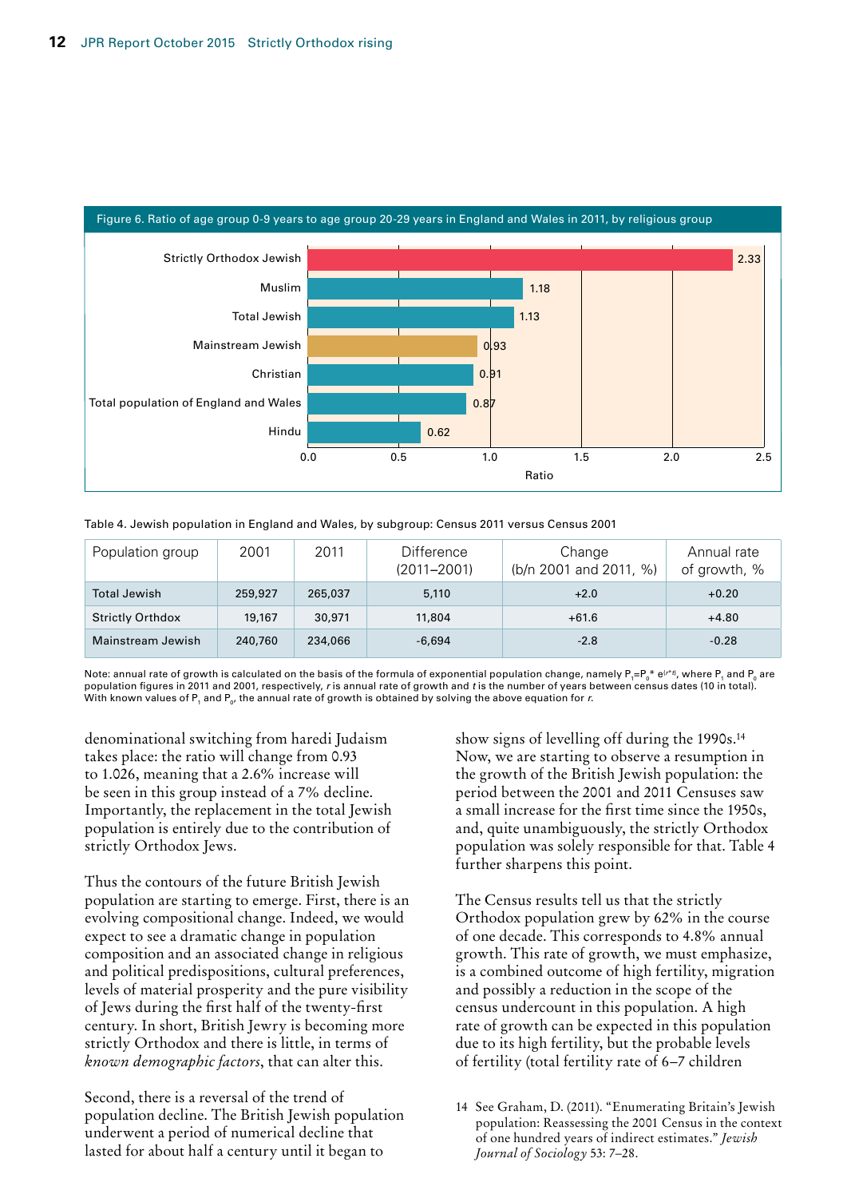Figure 6. Ratio of age group 0-9 years to age group 20-29 years in England and Wales in 2011, by religious group

| Religious group | Ratio |
|---|---|
| Strictly Orthodox Jewish | 2.33 |
| Muslim | 1.18 |
| Total Jewish | 1.13 |
| Mainstream Jewish | 0.93 |
| Christian | 0.91 |
| Total population of England and Wales | 0.87 |
| Hindu | 0.62 |

Table 4. Jewish population in England and Wales, by subgroup: Census 2011 versus Census 2001

| Population group | 2001 | 2011 | Difference (2011–2001) | Change (b/n 2001 and 2011, %) | Annual rate of growth, % |
|---|---|---|---|---|---|
| Total Jewish | 259,927 | 265,037 | 5,110 | +2.0 | +0.20 |
| Strictly Orthdox | 19,167 | 30,971 | 11,804 | +61.6 | +4.80 |
| Mainstream Jewish | 240,760 | 234,066 | -6,694 | -2.8 | -0.28 |

Note: annual rate of growth is calculated on the basis of the formula of exponential population change, namely $P_1=P_0 * e^{(r*t)}$, where $P_1$ and $P_0$ are population figures in 2011 and 2001, respectively, $r$ is annual rate of growth and $t$ is the number of years between census dates (10 in total). With known values of $P_1$ and $P_0$, the annual rate of growth is obtained by solving the above equation for $r$.

denominational switching from haredi Judaism takes place: the ratio will change from 0.93 to 1.026, meaning that a 2.6% increase will be seen in this group instead of a 7% decline. Importantly, the replacement in the total Jewish population is entirely due to the contribution of strictly Orthodox Jews.

Thus the contours of the future British Jewish population are starting to emerge. First, there is an evolving compositional change. Indeed, we would expect to see a dramatic change in population composition and an associated change in religious and political predispositions, cultural preferences, levels of material prosperity and the pure visibility of Jews during the first half of the twenty-first century. In short, British Jewry is becoming more strictly Orthodox and there is little, in terms of *known demographic factors*, that can alter this.

Second, there is a reversal of the trend of population decline. The British Jewish population underwent a period of numerical decline that lasted for about half a century until it began to show signs of levelling off during the 1990s.[14] Now, we are starting to observe a resumption in the growth of the British Jewish population: the period between the 2001 and 2011 Censuses saw a small increase for the first time since the 1950s, and, quite unambiguously, the strictly Orthodox population was solely responsible for that. Table 4 further sharpens this point.

The Census results tell us that the strictly Orthodox population grew by 62% in the course of one decade. This corresponds to 4.8% annual growth. This rate of growth, we must emphasize, is a combined outcome of high fertility, migration and possibly a reduction in the scope of the census undercount in this population. A high rate of growth can be expected in this population due to its high fertility, but the probable levels of fertility (total fertility rate of 6–7 children

14 See Graham, D. (2011). "Enumerating Britain's Jewish population: Reassessing the 2001 Census in the context of one hundred years of indirect estimates." *Jewish Journal of Sociology* 53: 7–28.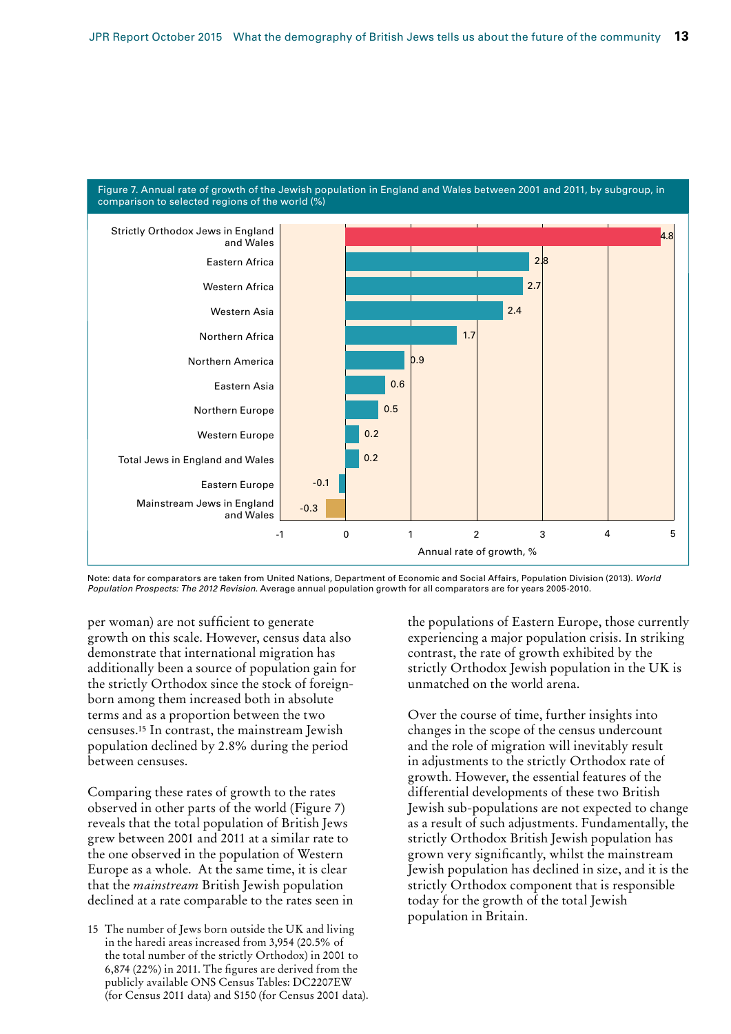Figure 7. Annual rate of growth of the Jewish population in England and Wales between 2001 and 2011, by subgroup, in comparison to selected regions of the world (%)

| Subgroup / Region | Annual rate of growth, % |
|---|---|
| Strictly Orthodox Jews in England and Wales | 4.8 |
| Eastern Africa | 2.8 |
| Western Africa | 2.7 |
| Western Asia | 2.4 |
| Northern Africa | 1.7 |
| Northern America | 0.9 |
| Eastern Asia | 0.6 |
| Northern Europe | 0.5 |
| Western Europe | 0.2 |
| Total Jews in England and Wales | 0.2 |
| Eastern Europe | -0.1 |
| Mainstream Jews in England and Wales | -0.3 |

Note: data for comparators are taken from United Nations, Department of Economic and Social Affairs, Population Division (2013). *World Population Prospects: The 2012 Revision*. Average annual population growth for all comparators are for years 2005-2010.

per woman) are not sufficient to generate growth on this scale. However, census data also demonstrate that international migration has additionally been a source of population gain for the strictly Orthodox since the stock of foreign-born among them increased both in absolute terms and as a proportion between the two censuses.[15] In contrast, the mainstream Jewish population declined by 2.8% during the period between censuses.

Comparing these rates of growth to the rates observed in other parts of the world (Figure 7) reveals that the total population of British Jews grew between 2001 and 2011 at a similar rate to the one observed in the population of Western Europe as a whole. At the same time, it is clear that the *mainstream* British Jewish population declined at a rate comparable to the rates seen in the populations of Eastern Europe, those currently experiencing a major population crisis. In striking contrast, the rate of growth exhibited by the strictly Orthodox Jewish population in the UK is unmatched on the world arena.

Over the course of time, further insights into changes in the scope of the census undercount and the role of migration will inevitably result in adjustments to the strictly Orthodox rate of growth. However, the essential features of the differential developments of these two British Jewish sub-populations are not expected to change as a result of such adjustments. Fundamentally, the strictly Orthodox British Jewish population has grown very significantly, whilst the mainstream Jewish population has declined in size, and it is the strictly Orthodox component that is responsible today for the growth of the total Jewish population in Britain.

15 The number of Jews born outside the UK and living in the haredi areas increased from 3,954 (20.5% of the total number of the strictly Orthodox) in 2001 to 6,874 (22%) in 2011. The figures are derived from the publicly available ONS Census Tables: DC2207EW (for Census 2011 data) and S150 (for Census 2001 data).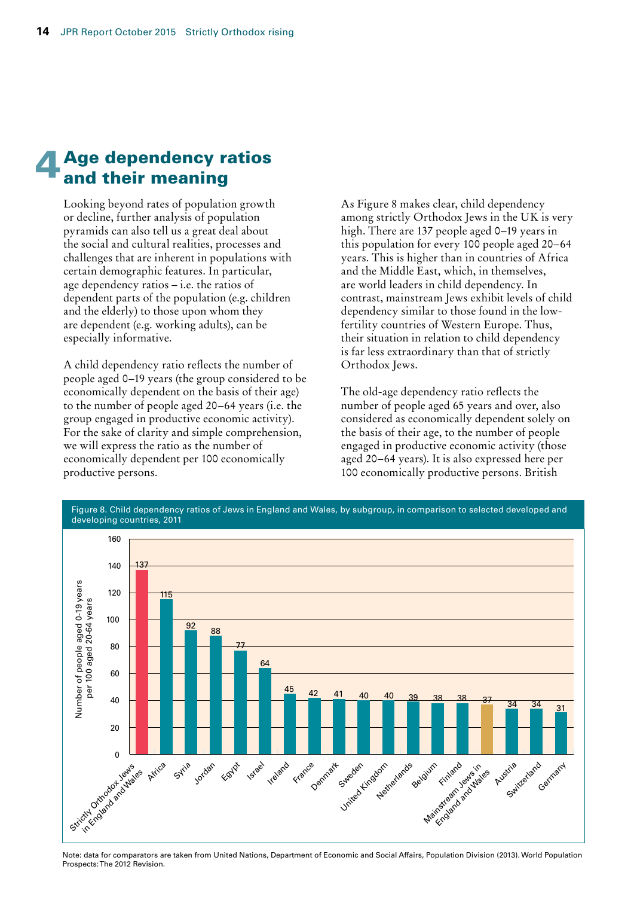# 4 Age dependency ratios and their meaning

Looking beyond rates of population growth or decline, further analysis of population pyramids can also tell us a great deal about the social and cultural realities, processes and challenges that are inherent in populations with certain demographic features. In particular, age dependency ratios – i.e. the ratios of dependent parts of the population (e.g. children and the elderly) to those upon whom they are dependent (e.g. working adults), can be especially informative.

A child dependency ratio reflects the number of people aged 0–19 years (the group considered to be economically dependent on the basis of their age) to the number of people aged 20–64 years (i.e. the group engaged in productive economic activity). For the sake of clarity and simple comprehension, we will express the ratio as the number of economically dependent per 100 economically productive persons.

As Figure 8 makes clear, child dependency among strictly Orthodox Jews in the UK is very high. There are 137 people aged 0–19 years in this population for every 100 people aged 20–64 years. This is higher than in countries of Africa and the Middle East, which, in themselves, are world leaders in child dependency. In contrast, mainstream Jews exhibit levels of child dependency similar to those found in the low-fertility countries of Western Europe. Thus, their situation in relation to child dependency is far less extraordinary than that of strictly Orthodox Jews.

The old-age dependency ratio reflects the number of people aged 65 years and over, also considered as economically dependent solely on the basis of their age, to the number of people engaged in productive economic activity (those aged 20–64 years). It is also expressed here per 100 economically productive persons. British

Figure 8. Child dependency ratios of Jews in England and Wales, by subgroup, in comparison to selected developed and developing countries, 2011

| Population | Number of people aged 0-19 years per 100 aged 20-64 years |
|---|---|
| Strictly Orthodox Jews in England and Wales | 137 |
| Africa | 115 |
| Syria | 92 |
| Jordan | 88 |
| Egypt | 77 |
| Israel | 64 |
| Ireland | 45 |
| France | 42 |
| Denmark | 41 |
| Sweden | 40 |
| United Kingdom | 40 |
| Netherlands | 39 |
| Belgium | 38 |
| Finland | 38 |
| Mainstream Jews in England and Wales | 37 |
| Austria | 34 |
| Switzerland | 34 |
| Germany | 31 |

Note: data for comparators are taken from United Nations, Department of Economic and Social Affairs, Population Division (2013). World Population Prospects: The 2012 Revision.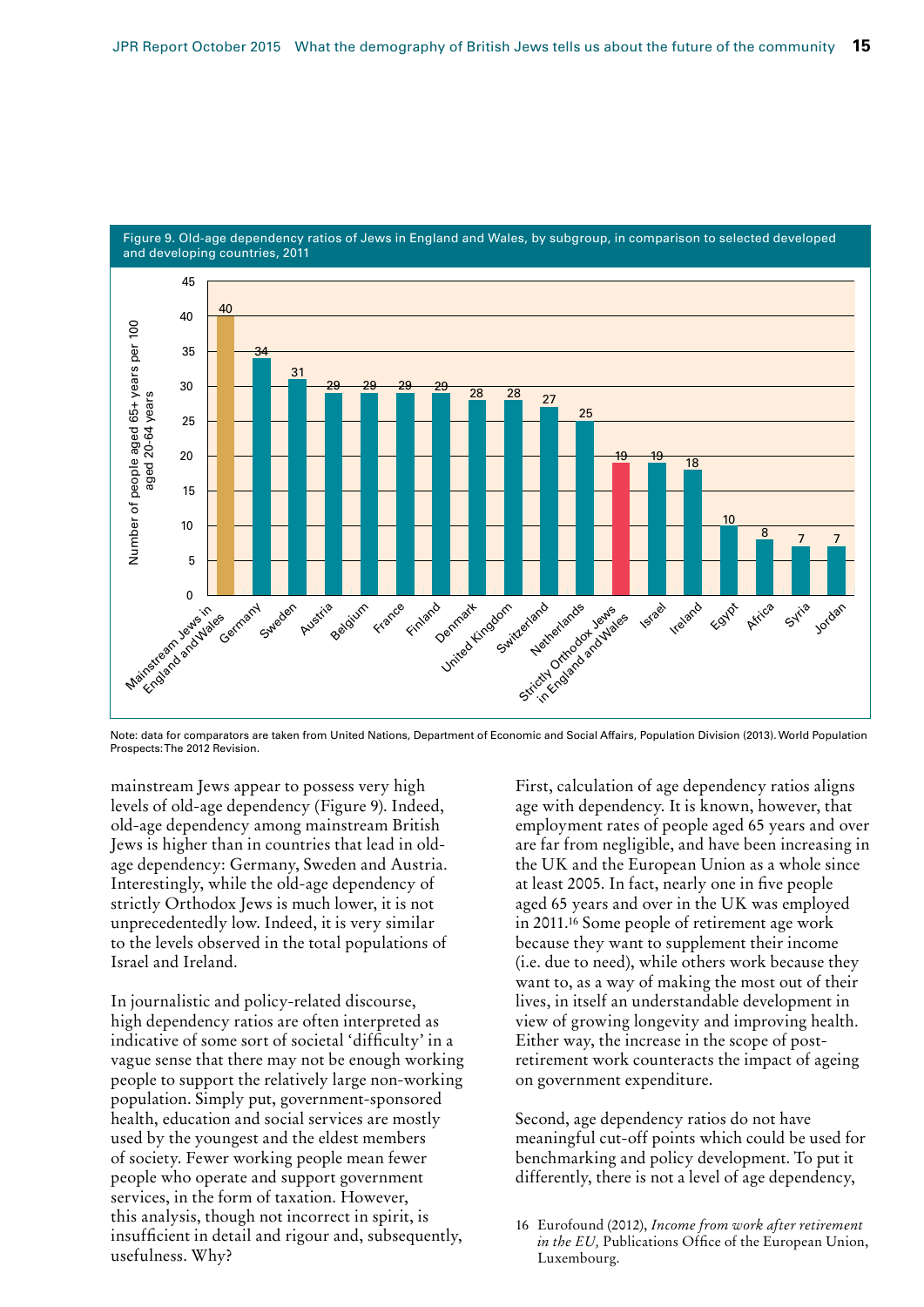Figure 9. Old-age dependency ratios of Jews in England and Wales, by subgroup, in comparison to selected developed and developing countries, 2011

| Group | Number of people aged 65+ years per 100 aged 20-64 years |
|---|---|
| Mainstream Jews in England and Wales | 40 |
| Germany | 34 |
| Sweden | 31 |
| Austria | 29 |
| Belgium | 29 |
| France | 29 |
| Finland | 29 |
| Denmark | 28 |
| United Kingdom | 28 |
| Switzerland | 27 |
| Netherlands | 25 |
| Strictly Orthodox Jews in England and Wales | 19 |
| Israel | 19 |
| Ireland | 18 |
| Egypt | 10 |
| Africa | 8 |
| Syria | 7 |
| Jordan | 7 |

Note: data for comparators are taken from United Nations, Department of Economic and Social Affairs, Population Division (2013). World Population Prospects: The 2012 Revision.

mainstream Jews appear to possess very high levels of old-age dependency (Figure 9). Indeed, old-age dependency among mainstream British Jews is higher than in countries that lead in old-age dependency: Germany, Sweden and Austria. Interestingly, while the old-age dependency of strictly Orthodox Jews is much lower, it is not unprecedentedly low. Indeed, it is very similar to the levels observed in the total populations of Israel and Ireland.

In journalistic and policy-related discourse, high dependency ratios are often interpreted as indicative of some sort of societal 'difficulty' in a vague sense that there may not be enough working people to support the relatively large non-working population. Simply put, government-sponsored health, education and social services are mostly used by the youngest and the eldest members of society. Fewer working people mean fewer people who operate and support government services, in the form of taxation. However, this analysis, though not incorrect in spirit, is insufficient in detail and rigour and, subsequently, usefulness. Why?

First, calculation of age dependency ratios aligns age with dependency. It is known, however, that employment rates of people aged 65 years and over are far from negligible, and have been increasing in the UK and the European Union as a whole since at least 2005. In fact, nearly one in five people aged 65 years and over in the UK was employed in 2011.[16] Some people of retirement age work because they want to supplement their income (i.e. due to need), while others work because they want to, as a way of making the most out of their lives, in itself an understandable development in view of growing longevity and improving health. Either way, the increase in the scope of post-retirement work counteracts the impact of ageing on government expenditure.

Second, age dependency ratios do not have meaningful cut-off points which could be used for benchmarking and policy development. To put it differently, there is not a level of age dependency,

16 Eurofound (2012), *Income from work after retirement in the EU,* Publications Office of the European Union, Luxembourg.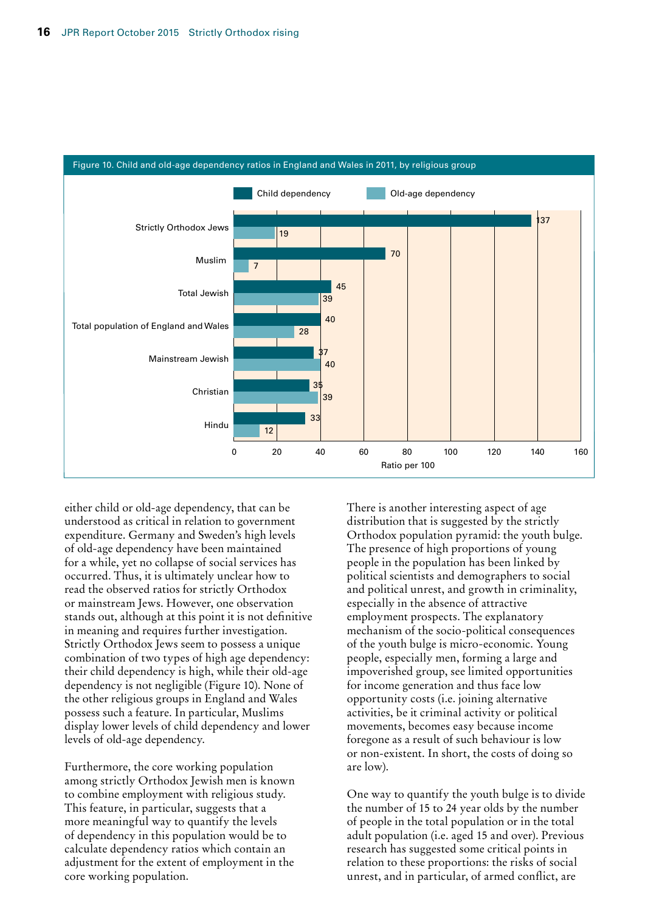Figure 10. Child and old-age dependency ratios in England and Wales in 2011, by religious group

| Religious group | Child dependency | Old-age dependency |
|---|---|---|
| Strictly Orthodox Jews | 137 | 19 |
| Muslim | 70 | 7 |
| Total Jewish | 45 | 39 |
| Total population of England and Wales | 40 | 28 |
| Mainstream Jewish | 37 | 40 |
| Christian | 35 | 39 |
| Hindu | 33 | 12 |

Ratio per 100

either child or old-age dependency, that can be understood as critical in relation to government expenditure. Germany and Sweden's high levels of old-age dependency have been maintained for a while, yet no collapse of social services has occurred. Thus, it is ultimately unclear how to read the observed ratios for strictly Orthodox or mainstream Jews. However, one observation stands out, although at this point it is not definitive in meaning and requires further investigation. Strictly Orthodox Jews seem to possess a unique combination of two types of high age dependency: their child dependency is high, while their old-age dependency is not negligible (Figure 10). None of the other religious groups in England and Wales possess such a feature. In particular, Muslims display lower levels of child dependency and lower levels of old-age dependency.

Furthermore, the core working population among strictly Orthodox Jewish men is known to combine employment with religious study. This feature, in particular, suggests that a more meaningful way to quantify the levels of dependency in this population would be to calculate dependency ratios which contain an adjustment for the extent of employment in the core working population.

There is another interesting aspect of age distribution that is suggested by the strictly Orthodox population pyramid: the youth bulge. The presence of high proportions of young people in the population has been linked by political scientists and demographers to social and political unrest, and growth in criminality, especially in the absence of attractive employment prospects. The explanatory mechanism of the socio-political consequences of the youth bulge is micro-economic. Young people, especially men, forming a large and impoverished group, see limited opportunities for income generation and thus face low opportunity costs (i.e. joining alternative activities, be it criminal activity or political movements, becomes easy because income foregone as a result of such behaviour is low or non-existent. In short, the costs of doing so are low).

One way to quantify the youth bulge is to divide the number of 15 to 24 year olds by the number of people in the total population or in the total adult population (i.e. aged 15 and over). Previous research has suggested some critical points in relation to these proportions: the risks of social unrest, and in particular, of armed conflict, are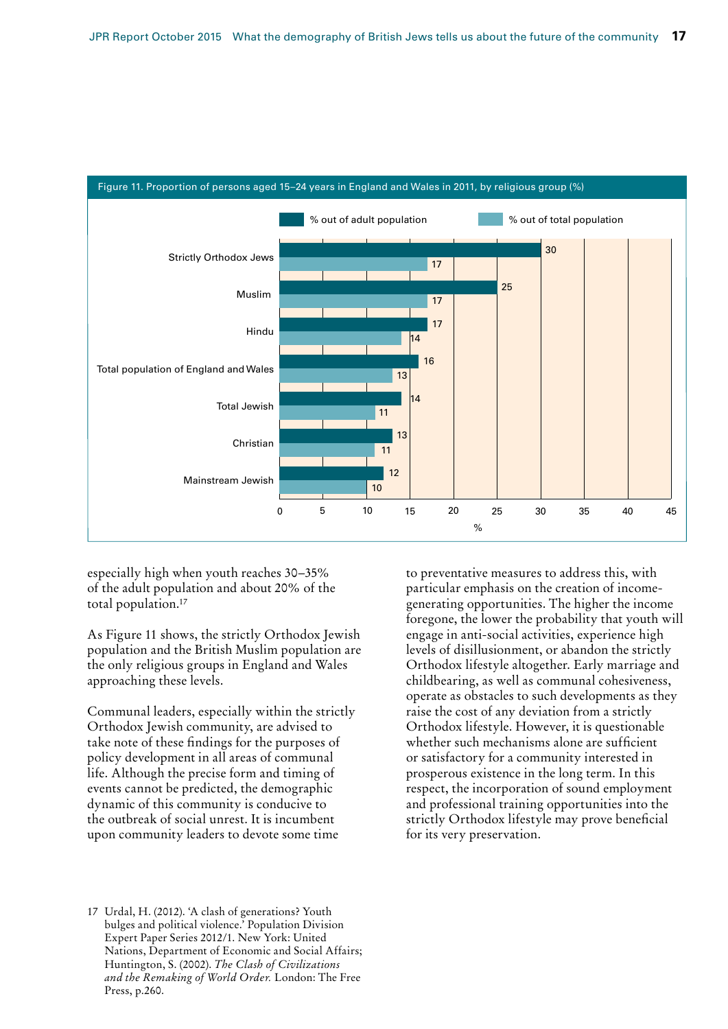Figure 11. Proportion of persons aged 15–24 years in England and Wales in 2011, by religious group (%)

| | % out of adult population | % out of total population |
|---|---|---|
| Strictly Orthodox Jews | 30 | 17 |
| Muslim | 25 | 17 |
| Hindu | 17 | 14 |
| Total population of England and Wales | 16 | 13 |
| Total Jewish | 14 | 11 |
| Christian | 13 | 11 |
| Mainstream Jewish | 12 | 10 |

especially high when youth reaches 30–35% of the adult population and about 20% of the total population.[17]

As Figure 11 shows, the strictly Orthodox Jewish population and the British Muslim population are the only religious groups in England and Wales approaching these levels.

Communal leaders, especially within the strictly Orthodox Jewish community, are advised to take note of these findings for the purposes of policy development in all areas of communal life. Although the precise form and timing of events cannot be predicted, the demographic dynamic of this community is conducive to the outbreak of social unrest. It is incumbent upon community leaders to devote some time to preventative measures to address this, with particular emphasis on the creation of income-generating opportunities. The higher the income foregone, the lower the probability that youth will engage in anti-social activities, experience high levels of disillusionment, or abandon the strictly Orthodox lifestyle altogether. Early marriage and childbearing, as well as communal cohesiveness, operate as obstacles to such developments as they raise the cost of any deviation from a strictly Orthodox lifestyle. However, it is questionable whether such mechanisms alone are sufficient or satisfactory for a community interested in prosperous existence in the long term. In this respect, the incorporation of sound employment and professional training opportunities into the strictly Orthodox lifestyle may prove beneficial for its very preservation.

17 Urdal, H. (2012). 'A clash of generations? Youth bulges and political violence.' Population Division Expert Paper Series 2012/1. New York: United Nations, Department of Economic and Social Affairs; Huntington, S. (2002). *The Clash of Civilizations and the Remaking of World Order.* London: The Free Press, p.260.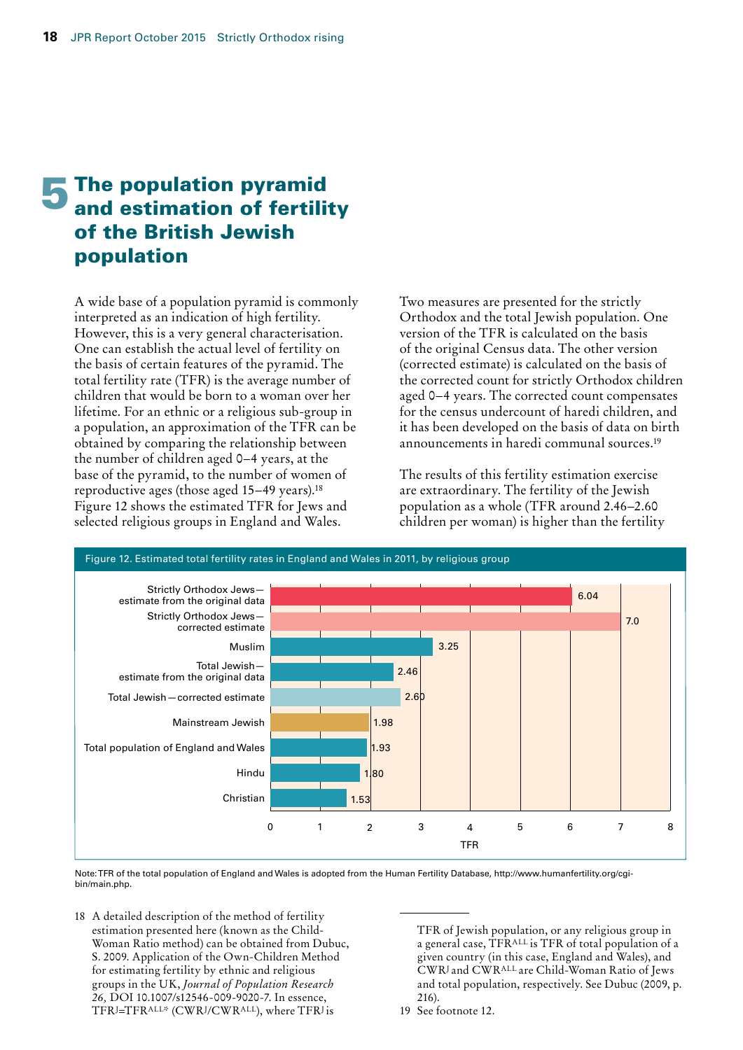# 5 The population pyramid and estimation of fertility of the British Jewish population

A wide base of a population pyramid is commonly interpreted as an indication of high fertility. However, this is a very general characterisation. One can establish the actual level of fertility on the basis of certain features of the pyramid. The total fertility rate (TFR) is the average number of children that would be born to a woman over her lifetime. For an ethnic or a religious sub-group in a population, an approximation of the TFR can be obtained by comparing the relationship between the number of children aged 0–4 years, at the base of the pyramid, to the number of women of reproductive ages (those aged 15–49 years).[18] Figure 12 shows the estimated TFR for Jews and selected religious groups in England and Wales.

Two measures are presented for the strictly Orthodox and the total Jewish population. One version of the TFR is calculated on the basis of the original Census data. The other version (corrected estimate) is calculated on the basis of the corrected count for strictly Orthodox children aged 0–4 years. The corrected count compensates for the census undercount of haredi children, and it has been developed on the basis of data on birth announcements in haredi communal sources.[19]

The results of this fertility estimation exercise are extraordinary. The fertility of the Jewish population as a whole (TFR around 2.46–2.60 children per woman) is higher than the fertility

**Figure 12. Estimated total fertility rates in England and Wales in 2011, by religious group**

| Group | TFR |
|---|---|
| Strictly Orthodox Jews—estimate from the original data | 6.04 |
| Strictly Orthodox Jews—corrected estimate | 7.0 |
| Muslim | 3.25 |
| Total Jewish—estimate from the original data | 2.46 |
| Total Jewish—corrected estimate | 2.60 |
| Mainstream Jewish | 1.98 |
| Total population of England and Wales | 1.93 |
| Hindu | 1.80 |
| Christian | 1.53 |

Note: TFR of the total population of England and Wales is adopted from the Human Fertility Database, http://www.humanfertility.org/cgi-bin/main.php.

18 A detailed description of the method of fertility estimation presented here (known as the Child-Woman Ratio method) can be obtained from Dubuc, S. 2009. Application of the Own-Children Method for estimating fertility by ethnic and religious groups in the UK, *Journal of Population Research 26*, DOI 10.1007/s12546-009-9020-7. In essence, $TFR^{J}=TFR^{ALL}*(CWR^{J}/CWR^{ALL})$, where $TFR^{J}$ is TFR of Jewish population, or any religious group in a general case, $TFR^{ALL}$ is TFR of total population of a given country (in this case, England and Wales), and $CWR^{J}$ and $CWR^{ALL}$ are Child-Woman Ratio of Jews and total population, respectively. See Dubuc (2009, p. 216).

19 See footnote 12.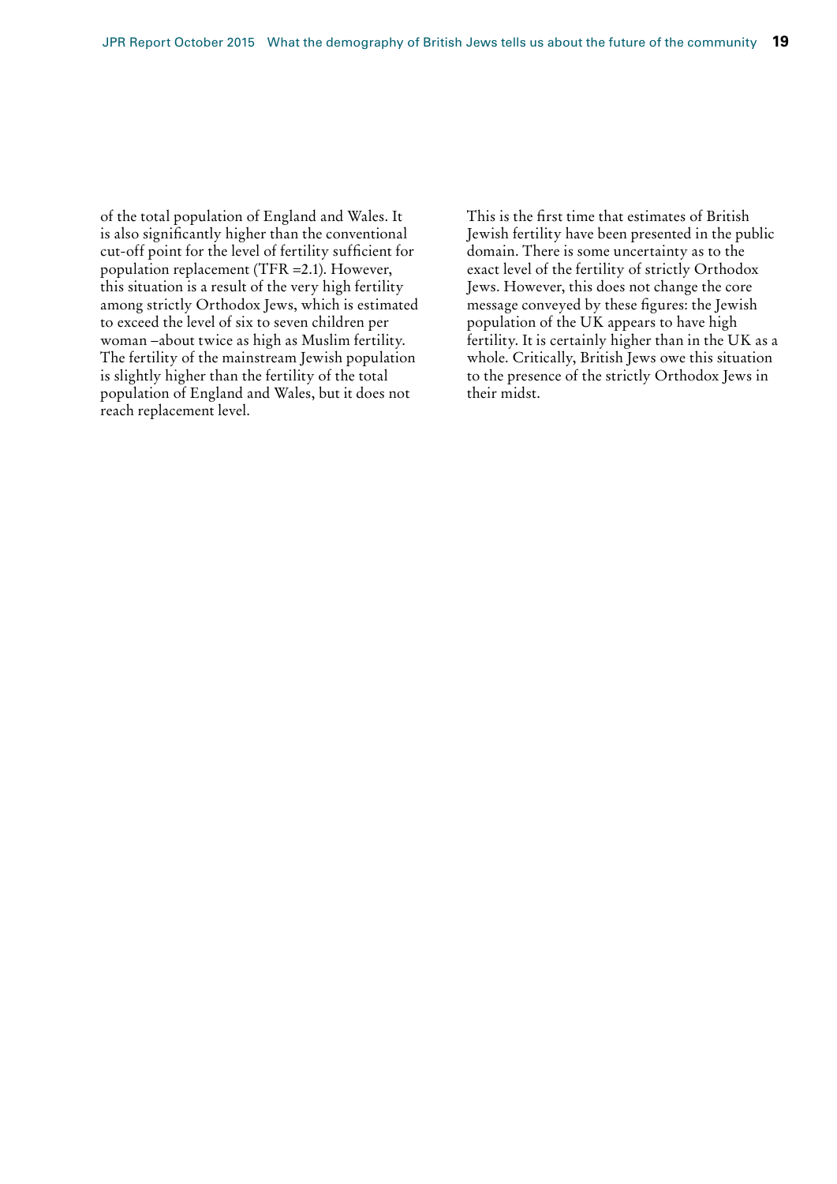of the total population of England and Wales. It is also significantly higher than the conventional cut-off point for the level of fertility sufficient for population replacement (TFR =2.1). However, this situation is a result of the very high fertility among strictly Orthodox Jews, which is estimated to exceed the level of six to seven children per woman –about twice as high as Muslim fertility. The fertility of the mainstream Jewish population is slightly higher than the fertility of the total population of England and Wales, but it does not reach replacement level.

This is the first time that estimates of British Jewish fertility have been presented in the public domain. There is some uncertainty as to the exact level of the fertility of strictly Orthodox Jews. However, this does not change the core message conveyed by these figures: the Jewish population of the UK appears to have high fertility. It is certainly higher than in the UK as a whole. Critically, British Jews owe this situation to the presence of the strictly Orthodox Jews in their midst.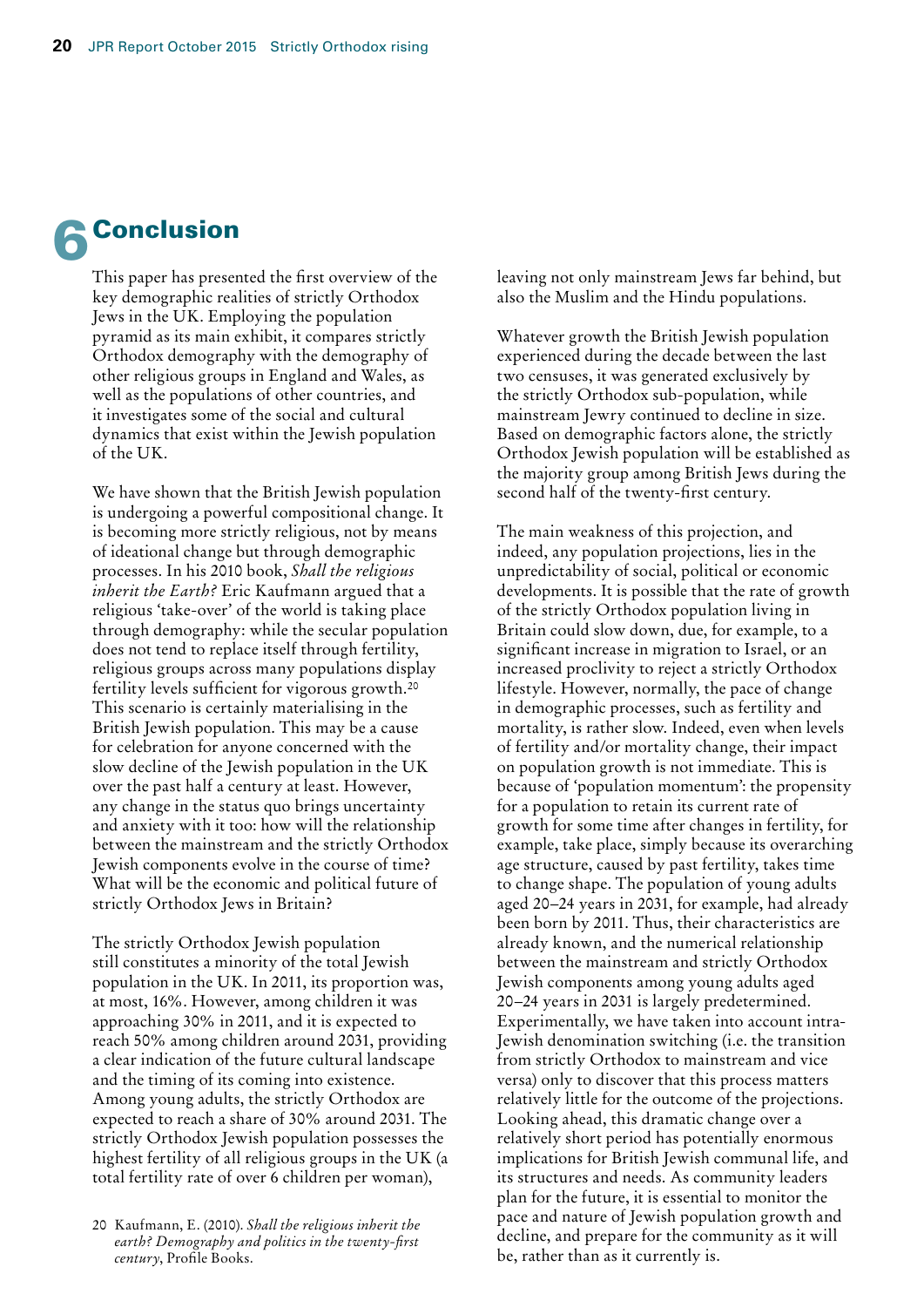# 6 Conclusion

This paper has presented the first overview of the key demographic realities of strictly Orthodox Jews in the UK. Employing the population pyramid as its main exhibit, it compares strictly Orthodox demography with the demography of other religious groups in England and Wales, as well as the populations of other countries, and it investigates some of the social and cultural dynamics that exist within the Jewish population of the UK.

We have shown that the British Jewish population is undergoing a powerful compositional change. It is becoming more strictly religious, not by means of ideational change but through demographic processes. In his 2010 book, *Shall the religious inherit the Earth?* Eric Kaufmann argued that a religious 'take-over' of the world is taking place through demography: while the secular population does not tend to replace itself through fertility, religious groups across many populations display fertility levels sufficient for vigorous growth.[20] This scenario is certainly materialising in the British Jewish population. This may be a cause for celebration for anyone concerned with the slow decline of the Jewish population in the UK over the past half a century at least. However, any change in the status quo brings uncertainty and anxiety with it too: how will the relationship between the mainstream and the strictly Orthodox Jewish components evolve in the course of time? What will be the economic and political future of strictly Orthodox Jews in Britain?

The strictly Orthodox Jewish population still constitutes a minority of the total Jewish population in the UK. In 2011, its proportion was, at most, 16%. However, among children it was approaching 30% in 2011, and it is expected to reach 50% among children around 2031, providing a clear indication of the future cultural landscape and the timing of its coming into existence. Among young adults, the strictly Orthodox are expected to reach a share of 30% around 2031. The strictly Orthodox Jewish population possesses the highest fertility of all religious groups in the UK (a total fertility rate of over 6 children per woman), leaving not only mainstream Jews far behind, but also the Muslim and the Hindu populations.

Whatever growth the British Jewish population experienced during the decade between the last two censuses, it was generated exclusively by the strictly Orthodox sub-population, while mainstream Jewry continued to decline in size. Based on demographic factors alone, the strictly Orthodox Jewish population will be established as the majority group among British Jews during the second half of the twenty-first century.

The main weakness of this projection, and indeed, any population projections, lies in the unpredictability of social, political or economic developments. It is possible that the rate of growth of the strictly Orthodox population living in Britain could slow down, due, for example, to a significant increase in migration to Israel, or an increased proclivity to reject a strictly Orthodox lifestyle. However, normally, the pace of change in demographic processes, such as fertility and mortality, is rather slow. Indeed, even when levels of fertility and/or mortality change, their impact on population growth is not immediate. This is because of 'population momentum': the propensity for a population to retain its current rate of growth for some time after changes in fertility, for example, take place, simply because its overarching age structure, caused by past fertility, takes time to change shape. The population of young adults aged 20–24 years in 2031, for example, had already been born by 2011. Thus, their characteristics are already known, and the numerical relationship between the mainstream and strictly Orthodox Jewish components among young adults aged 20–24 years in 2031 is largely predetermined. Experimentally, we have taken into account intra-Jewish denomination switching (i.e. the transition from strictly Orthodox to mainstream and vice versa) only to discover that this process matters relatively little for the outcome of the projections. Looking ahead, this dramatic change over a relatively short period has potentially enormous implications for British Jewish communal life, and its structures and needs. As community leaders plan for the future, it is essential to monitor the pace and nature of Jewish population growth and decline, and prepare for the community as it will be, rather than as it currently is.

20 Kaufmann, E. (2010). *Shall the religious inherit the earth? Demography and politics in the twenty-first century*, Profile Books.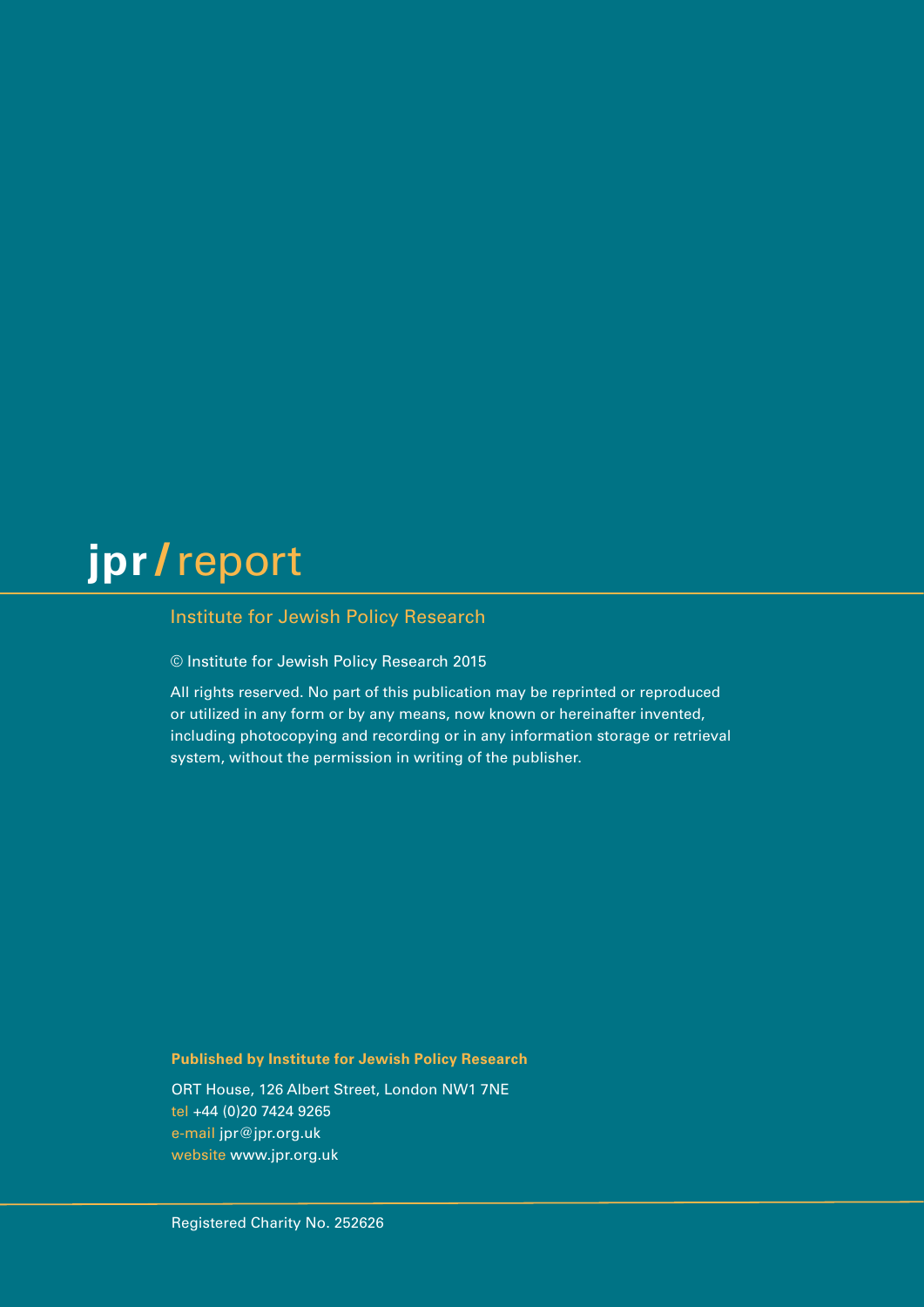# jpr / report

Institute for Jewish Policy Research

© Institute for Jewish Policy Research 2015

All rights reserved. No part of this publication may be reprinted or reproduced or utilized in any form or by any means, now known or hereinafter invented, including photocopying and recording or in any information storage or retrieval system, without the permission in writing of the publisher.

**Published by Institute for Jewish Policy Research**

ORT House, 126 Albert Street, London NW1 7NE
tel +44 (0)20 7424 9265
e-mail jpr@jpr.org.uk
website www.jpr.org.uk

Registered Charity No. 252626